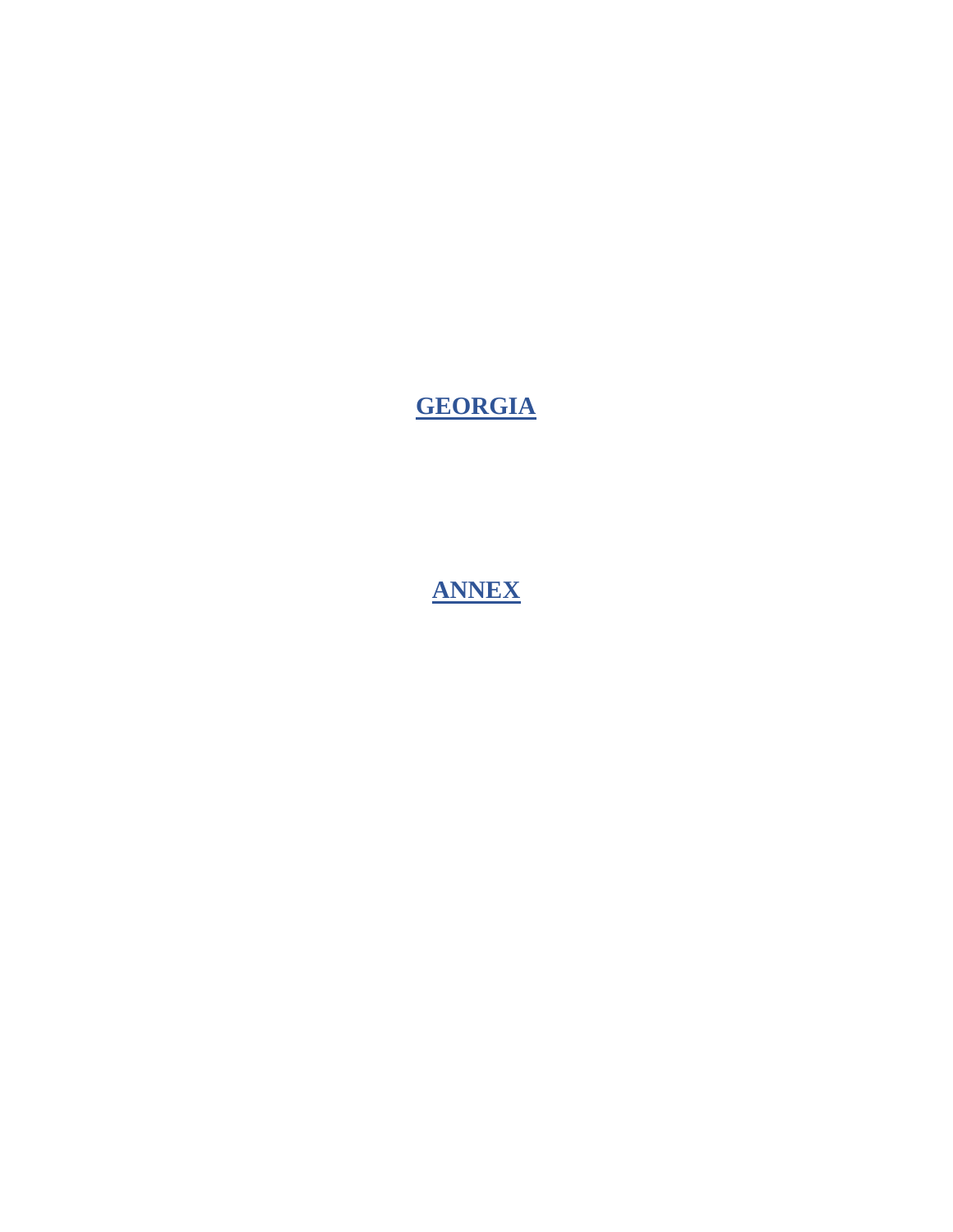# GEORGIA

# ANNEX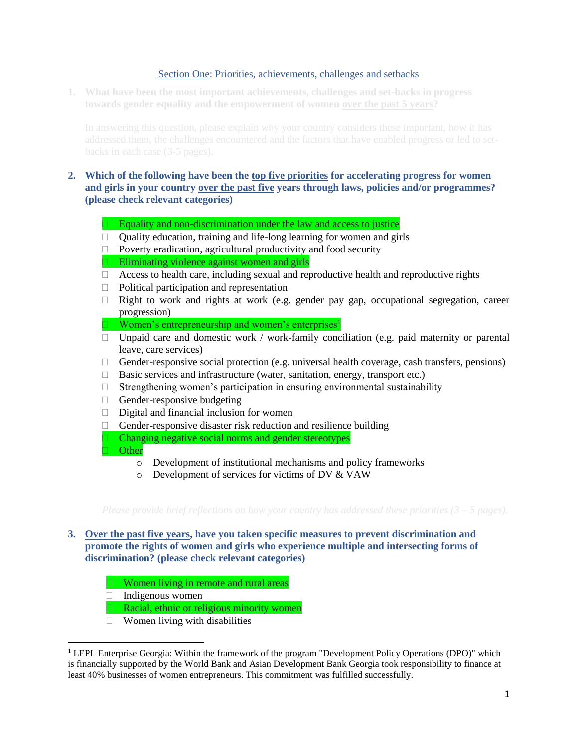Section One: Priorities, achievements, challenges and setbacks

1. **What have been the most important achievements, challenges and set-backs in progress towards gender equality and the empowerment of women over the past 5 years?**

   In answering this question, please explain why your country considers these important, how it has addressed them, the challenges encountered and the factors that have enabled progress or led to set-backs in each case (3-5 pages).

2. **Which of the following have been the top five priorities for accelerating progress for women and girls in your country over the past five years through laws, policies and/or programmes? (please check relevant categories)**

   - [x] Equality and non-discrimination under the law and access to justice
   - [ ] Quality education, training and life-long learning for women and girls
   - [ ] Poverty eradication, agricultural productivity and food security
   - [x] Eliminating violence against women and girls
   - [ ] Access to health care, including sexual and reproductive health and reproductive rights
   - [ ] Political participation and representation
   - [ ] Right to work and rights at work (e.g. gender pay gap, occupational segregation, career progression)
   - [x] Women's entrepreneurship and women's enterprises[1]
   - [ ] Unpaid care and domestic work / work-family conciliation (e.g. paid maternity or parental leave, care services)
   - [ ] Gender-responsive social protection (e.g. universal health coverage, cash transfers, pensions)
   - [ ] Basic services and infrastructure (water, sanitation, energy, transport etc.)
   - [ ] Strengthening women's participation in ensuring environmental sustainability
   - [ ] Gender-responsive budgeting
   - [ ] Digital and financial inclusion for women
   - [ ] Gender-responsive disaster risk reduction and resilience building
   - [x] Changing negative social norms and gender stereotypes
   - [x] Other
     - Development of institutional mechanisms and policy frameworks
     - Development of services for victims of DV & VAW

   *Please provide brief reflections on how your country has addressed these priorities (3 – 5 pages).*

3. **Over the past five years, have you taken specific measures to prevent discrimination and promote the rights of women and girls who experience multiple and intersecting forms of discrimination? (please check relevant categories)**

   - [x] Women living in remote and rural areas
   - [ ] Indigenous women
   - [x] Racial, ethnic or religious minority women
   - [ ] Women living with disabilities

---

[1] LEPL Enterprise Georgia: Within the framework of the program "Development Policy Operations (DPO)" which is financially supported by the World Bank and Asian Development Bank Georgia took responsibility to finance at least 40% businesses of women entrepreneurs. This commitment was fulfilled successfully.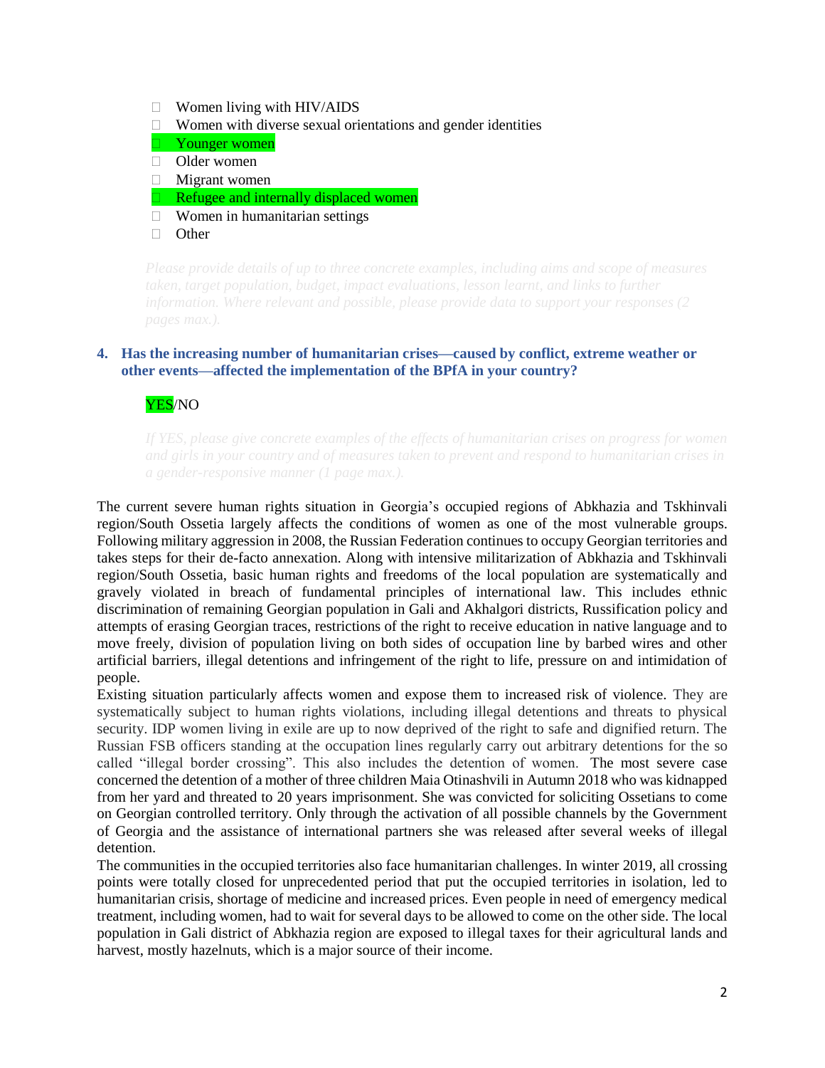- ☐ Women living with HIV/AIDS
- ☐ Women with diverse sexual orientations and gender identities
- ☐ Younger women
- ☐ Older women
- ☐ Migrant women
- ☐ Refugee and internally displaced women
- ☐ Women in humanitarian settings
- ☐ Other

*Please provide details of up to three concrete examples, including aims and scope of measures taken, target population, budget, impact evaluations, lesson learnt, and links to further information. Where relevant and possible, please provide data to support your responses (2 pages max.).*

### 4. Has the increasing number of humanitarian crises—caused by conflict, extreme weather or other events—affected the implementation of the BPfA in your country?

YES/NO

*If YES, please give concrete examples of the effects of humanitarian crises on progress for women and girls in your country and of measures taken to prevent and respond to humanitarian crises in a gender-responsive manner (1 page max.).*

The current severe human rights situation in Georgia's occupied regions of Abkhazia and Tskhinvali region/South Ossetia largely affects the conditions of women as one of the most vulnerable groups. Following military aggression in 2008, the Russian Federation continues to occupy Georgian territories and takes steps for their de-facto annexation. Along with intensive militarization of Abkhazia and Tskhinvali region/South Ossetia, basic human rights and freedoms of the local population are systematically and gravely violated in breach of fundamental principles of international law. This includes ethnic discrimination of remaining Georgian population in Gali and Akhalgori districts, Russification policy and attempts of erasing Georgian traces, restrictions of the right to receive education in native language and to move freely, division of population living on both sides of occupation line by barbed wires and other artificial barriers, illegal detentions and infringement of the right to life, pressure on and intimidation of people.

Existing situation particularly affects women and expose them to increased risk of violence. They are systematically subject to human rights violations, including illegal detentions and threats to physical security. IDP women living in exile are up to now deprived of the right to safe and dignified return. The Russian FSB officers standing at the occupation lines regularly carry out arbitrary detentions for the so called "illegal border crossing". This also includes the detention of women. The most severe case concerned the detention of a mother of three children Maia Otinashvili in Autumn 2018 who was kidnapped from her yard and threated to 20 years imprisonment. She was convicted for soliciting Ossetians to come on Georgian controlled territory. Only through the activation of all possible channels by the Government of Georgia and the assistance of international partners she was released after several weeks of illegal detention.

The communities in the occupied territories also face humanitarian challenges. In winter 2019, all crossing points were totally closed for unprecedented period that put the occupied territories in isolation, led to humanitarian crisis, shortage of medicine and increased prices. Even people in need of emergency medical treatment, including women, had to wait for several days to be allowed to come on the other side. The local population in Gali district of Abkhazia region are exposed to illegal taxes for their agricultural lands and harvest, mostly hazelnuts, which is a major source of their income.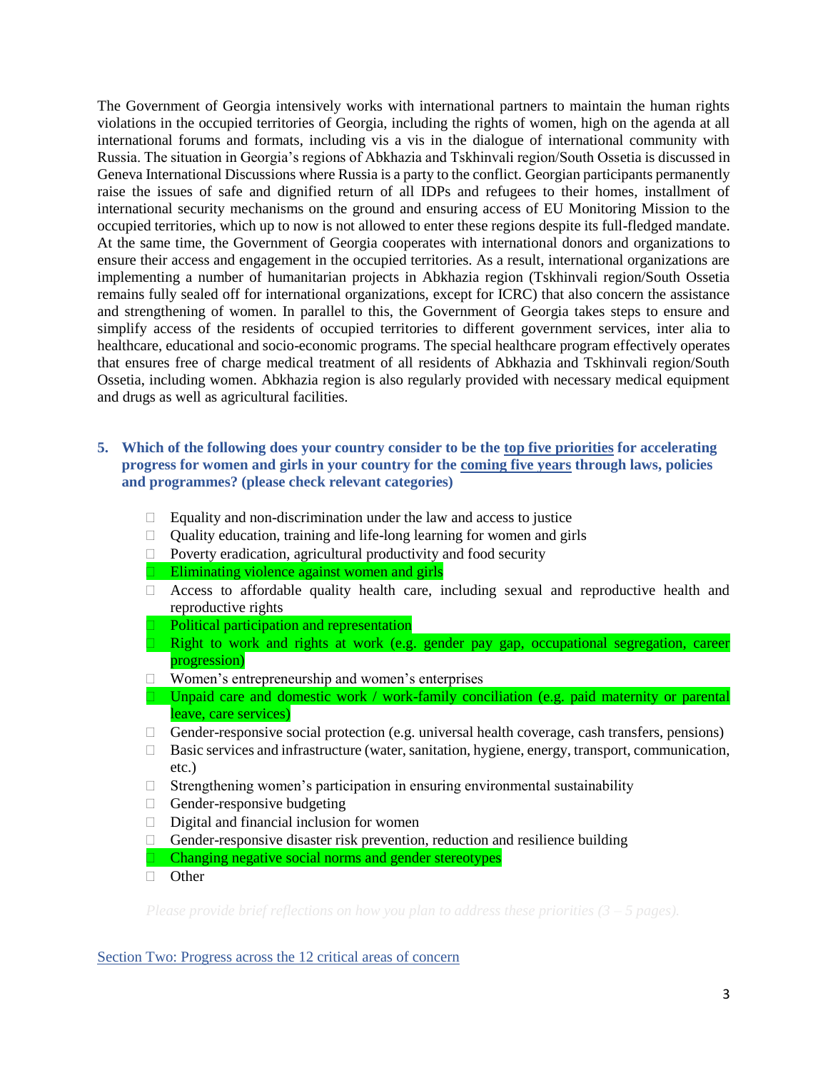The Government of Georgia intensively works with international partners to maintain the human rights violations in the occupied territories of Georgia, including the rights of women, high on the agenda at all international forums and formats, including vis a vis in the dialogue of international community with Russia. The situation in Georgia's regions of Abkhazia and Tskhinvali region/South Ossetia is discussed in Geneva International Discussions where Russia is a party to the conflict. Georgian participants permanently raise the issues of safe and dignified return of all IDPs and refugees to their homes, installment of international security mechanisms on the ground and ensuring access of EU Monitoring Mission to the occupied territories, which up to now is not allowed to enter these regions despite its full-fledged mandate. At the same time, the Government of Georgia cooperates with international donors and organizations to ensure their access and engagement in the occupied territories. As a result, international organizations are implementing a number of humanitarian projects in Abkhazia region (Tskhinvali region/South Ossetia remains fully sealed off for international organizations, except for ICRC) that also concern the assistance and strengthening of women. In parallel to this, the Government of Georgia takes steps to ensure and simplify access of the residents of occupied territories to different government services, inter alia to healthcare, educational and socio-economic programs. The special healthcare program effectively operates that ensures free of charge medical treatment of all residents of Abkhazia and Tskhinvali region/South Ossetia, including women. Abkhazia region is also regularly provided with necessary medical equipment and drugs as well as agricultural facilities.

**5. Which of the following does your country consider to be the top five priorities for accelerating progress for women and girls in your country for the coming five years through laws, policies and programmes? (please check relevant categories)**

- ☐ Equality and non-discrimination under the law and access to justice
- ☐ Quality education, training and life-long learning for women and girls
- ☐ Poverty eradication, agricultural productivity and food security
- ☐ Eliminating violence against women and girls
- ☐ Access to affordable quality health care, including sexual and reproductive health and reproductive rights
- ☐ Political participation and representation
- ☐ Right to work and rights at work (e.g. gender pay gap, occupational segregation, career progression)
- ☐ Women's entrepreneurship and women's enterprises
- ☐ Unpaid care and domestic work / work-family conciliation (e.g. paid maternity or parental leave, care services)
- ☐ Gender-responsive social protection (e.g. universal health coverage, cash transfers, pensions)
- ☐ Basic services and infrastructure (water, sanitation, hygiene, energy, transport, communication, etc.)
- ☐ Strengthening women's participation in ensuring environmental sustainability
- ☐ Gender-responsive budgeting
- ☐ Digital and financial inclusion for women
- ☐ Gender-responsive disaster risk prevention, reduction and resilience building
- ☐ Changing negative social norms and gender stereotypes
- ☐ Other

*Please provide brief reflections on how you plan to address these priorities (3 – 5 pages).*

Section Two: Progress across the 12 critical areas of concern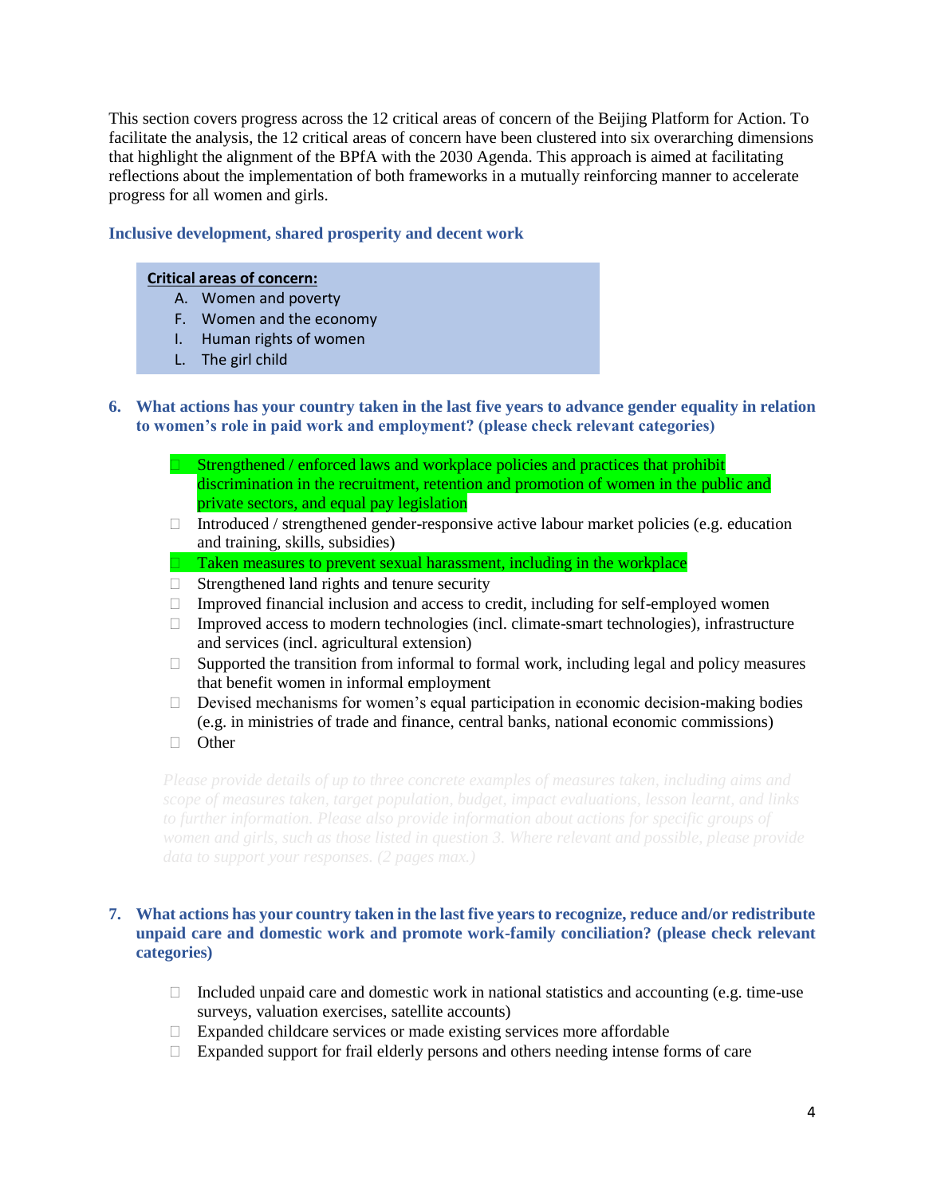This section covers progress across the 12 critical areas of concern of the Beijing Platform for Action. To facilitate the analysis, the 12 critical areas of concern have been clustered into six overarching dimensions that highlight the alignment of the BPfA with the 2030 Agenda. This approach is aimed at facilitating reflections about the implementation of both frameworks in a mutually reinforcing manner to accelerate progress for all women and girls.

### Inclusive development, shared prosperity and decent work

**Critical areas of concern:**

A. Women and poverty
F. Women and the economy
I. Human rights of women
L. The girl child

**6. What actions has your country taken in the last five years to advance gender equality in relation to women's role in paid work and employment? (please check relevant categories)**

- [x] Strengthened / enforced laws and workplace policies and practices that prohibit discrimination in the recruitment, retention and promotion of women in the public and private sectors, and equal pay legislation
- [ ] Introduced / strengthened gender-responsive active labour market policies (e.g. education and training, skills, subsidies)
- [x] Taken measures to prevent sexual harassment, including in the workplace
- [ ] Strengthened land rights and tenure security
- [ ] Improved financial inclusion and access to credit, including for self-employed women
- [ ] Improved access to modern technologies (incl. climate-smart technologies), infrastructure and services (incl. agricultural extension)
- [ ] Supported the transition from informal to formal work, including legal and policy measures that benefit women in informal employment
- [ ] Devised mechanisms for women's equal participation in economic decision-making bodies (e.g. in ministries of trade and finance, central banks, national economic commissions)
- [ ] Other

*Please provide details of up to three concrete examples of measures taken, including aims and scope of measures taken, target population, budget, impact evaluations, lesson learnt, and links to further information. Please also provide information about actions for specific groups of women and girls, such as those listed in question 3. Where relevant and possible, please provide data to support your responses. (2 pages max.)*

**7. What actions has your country taken in the last five years to recognize, reduce and/or redistribute unpaid care and domestic work and promote work-family conciliation? (please check relevant categories)**

- [ ] Included unpaid care and domestic work in national statistics and accounting (e.g. time-use surveys, valuation exercises, satellite accounts)
- [ ] Expanded childcare services or made existing services more affordable
- [ ] Expanded support for frail elderly persons and others needing intense forms of care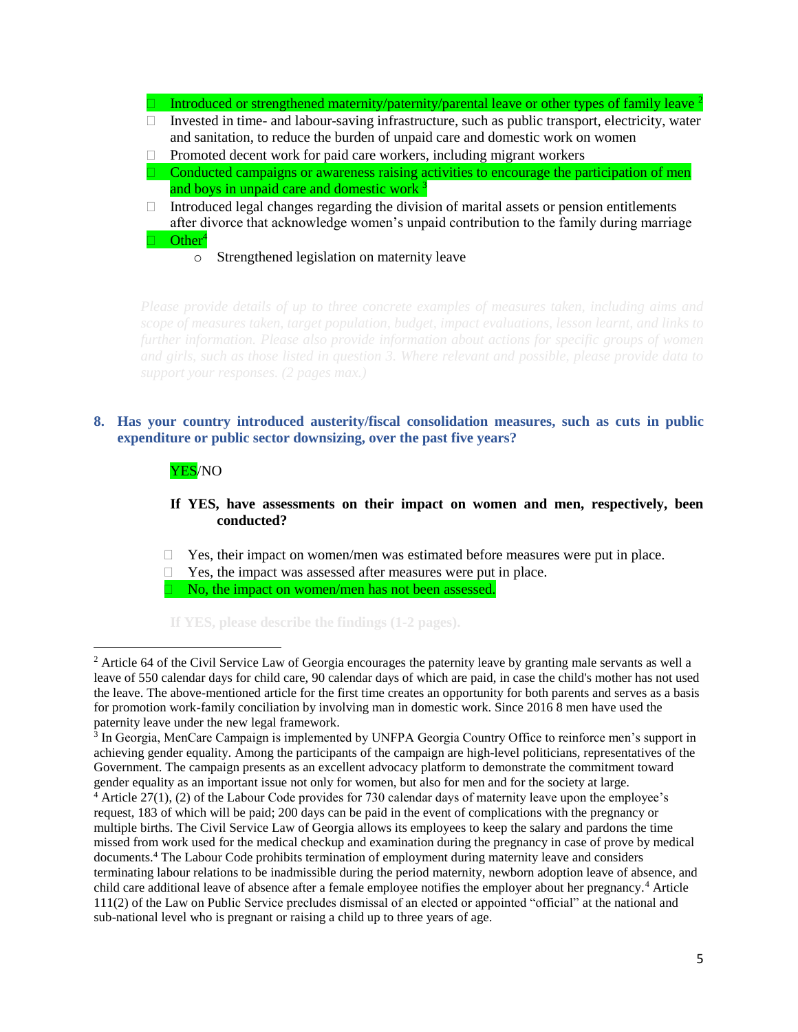- ☐ Introduced or strengthened maternity/paternity/parental leave or other types of family leave [2]
- ☐ Invested in time- and labour-saving infrastructure, such as public transport, electricity, water and sanitation, to reduce the burden of unpaid care and domestic work on women
- ☐ Promoted decent work for paid care workers, including migrant workers
- ☐ Conducted campaigns or awareness raising activities to encourage the participation of men and boys in unpaid care and domestic work [3]
- ☐ Introduced legal changes regarding the division of marital assets or pension entitlements after divorce that acknowledge women's unpaid contribution to the family during marriage
- ☐ Other[4]
    - o Strengthened legislation on maternity leave

*Please provide details of up to three concrete examples of measures taken, including aims and scope of measures taken, target population, budget, impact evaluations, lesson learnt, and links to further information. Please also provide information about actions for specific groups of women and girls, such as those listed in question 3. Where relevant and possible, please provide data to support your responses. (2 pages max.)*

**8. Has your country introduced austerity/fiscal consolidation measures, such as cuts in public expenditure or public sector downsizing, over the past five years?**

YES/NO

**If YES, have assessments on their impact on women and men, respectively, been conducted?**

- ☐ Yes, their impact on women/men was estimated before measures were put in place.
- ☐ Yes, the impact was assessed after measures were put in place.
- ☐ No, the impact on women/men has not been assessed.

**If YES, please describe the findings (1-2 pages).**

---

[2] Article 64 of the Civil Service Law of Georgia encourages the paternity leave by granting male servants as well a leave of 550 calendar days for child care, 90 calendar days of which are paid, in case the child's mother has not used the leave. The above-mentioned article for the first time creates an opportunity for both parents and serves as a basis for promotion work-family conciliation by involving man in domestic work. Since 2016 8 men have used the paternity leave under the new legal framework.

[3] In Georgia, MenCare Campaign is implemented by UNFPA Georgia Country Office to reinforce men's support in achieving gender equality. Among the participants of the campaign are high-level politicians, representatives of the Government. The campaign presents as an excellent advocacy platform to demonstrate the commitment toward gender equality as an important issue not only for women, but also for men and for the society at large.

[4] Article 27(1), (2) of the Labour Code provides for 730 calendar days of maternity leave upon the employee's request, 183 of which will be paid; 200 days can be paid in the event of complications with the pregnancy or multiple births. The Civil Service Law of Georgia allows its employees to keep the salary and pardons the time missed from work used for the medical checkup and examination during the pregnancy in case of prove by medical documents.[4] The Labour Code prohibits termination of employment during maternity leave and considers terminating labour relations to be inadmissible during the period maternity, newborn adoption leave of absence, and child care additional leave of absence after a female employee notifies the employer about her pregnancy.[4] Article 111(2) of the Law on Public Service precludes dismissal of an elected or appointed "official" at the national and sub-national level who is pregnant or raising a child up to three years of age.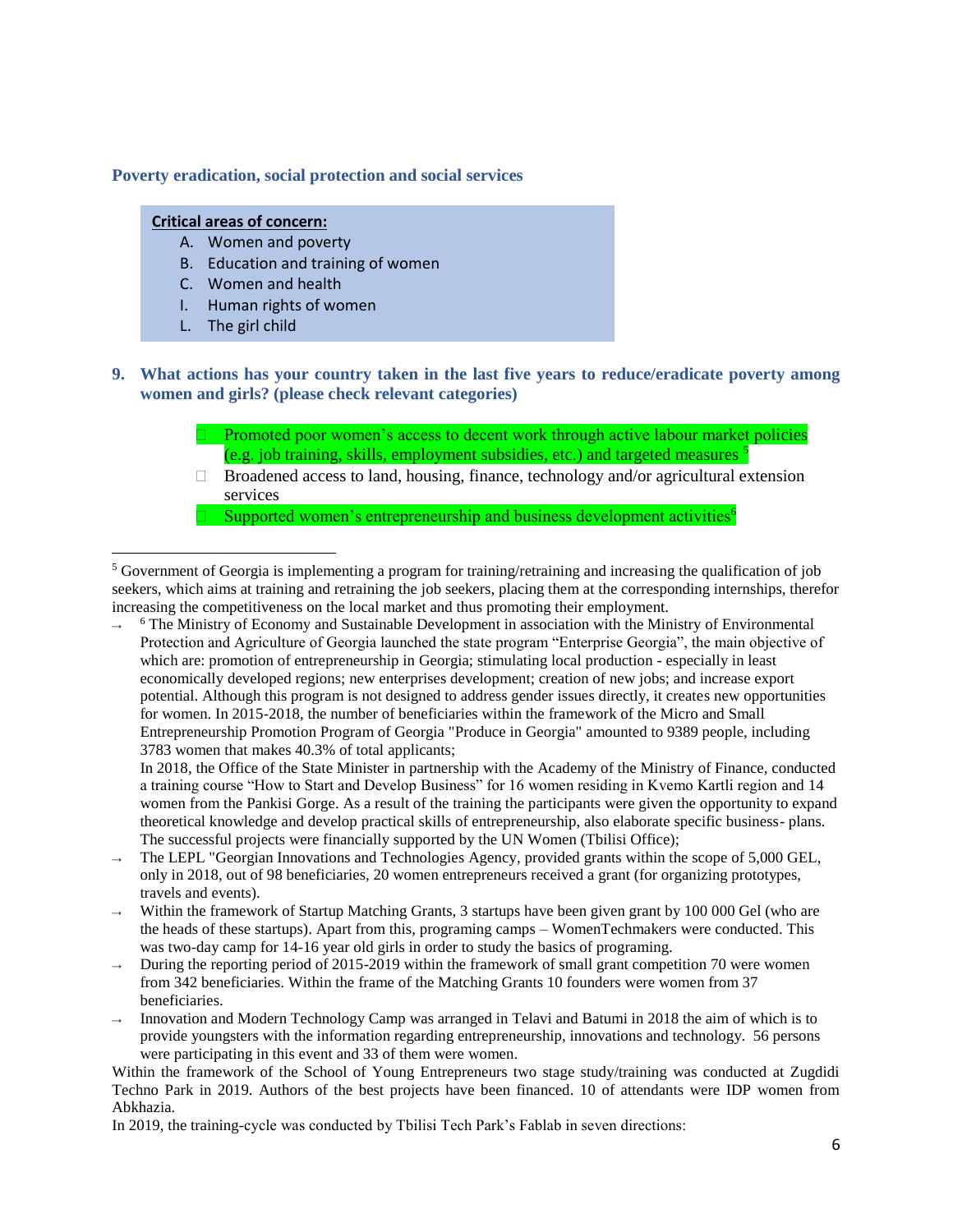### Poverty eradication, social protection and social services

**Critical areas of concern:**

- A. Women and poverty
- B. Education and training of women
- C. Women and health
- I. Human rights of women
- L. The girl child

**9. What actions has your country taken in the last five years to reduce/eradicate poverty among women and girls? (please check relevant categories)**

- ☐ Promoted poor women's access to decent work through active labour market policies (e.g. job training, skills, employment subsidies, etc.) and targeted measures [5]
- ☐ Broadened access to land, housing, finance, technology and/or agricultural extension services
- ☐ Supported women's entrepreneurship and business development activities[6]

---

[5] Government of Georgia is implementing a program for training/retraining and increasing the qualification of job seekers, which aims at training and retraining the job seekers, placing them at the corresponding internships, therefor increasing the competitiveness on the local market and thus promoting their employment.

- → [6] The Ministry of Economy and Sustainable Development in association with the Ministry of Environmental Protection and Agriculture of Georgia launched the state program "Enterprise Georgia", the main objective of which are: promotion of entrepreneurship in Georgia; stimulating local production - especially in least economically developed regions; new enterprises development; creation of new jobs; and increase export potential. Although this program is not designed to address gender issues directly, it creates new opportunities for women. In 2015-2018, the number of beneficiaries within the framework of the Micro and Small Entrepreneurship Promotion Program of Georgia "Produce in Georgia" amounted to 9389 people, including 3783 women that makes 40.3% of total applicants;

  In 2018, the Office of the State Minister in partnership with the Academy of the Ministry of Finance, conducted a training course "How to Start and Develop Business" for 16 women residing in Kvemo Kartli region and 14 women from the Pankisi Gorge. As a result of the training the participants were given the opportunity to expand theoretical knowledge and develop practical skills of entrepreneurship, also elaborate specific business- plans. The successful projects were financially supported by the UN Women (Tbilisi Office);
- → The LEPL "Georgian Innovations and Technologies Agency, provided grants within the scope of 5,000 GEL, only in 2018, out of 98 beneficiaries, 20 women entrepreneurs received a grant (for organizing prototypes, travels and events).
- → Within the framework of Startup Matching Grants, 3 startups have been given grant by 100 000 Gel (who are the heads of these startups). Apart from this, programing camps – WomenTechmakers were conducted. This was two-day camp for 14-16 year old girls in order to study the basics of programing.
- → During the reporting period of 2015-2019 within the framework of small grant competition 70 were women from 342 beneficiaries. Within the frame of the Matching Grants 10 founders were women from 37 beneficiaries.
- → Innovation and Modern Technology Camp was arranged in Telavi and Batumi in 2018 the aim of which is to provide youngsters with the information regarding entrepreneurship, innovations and technology. 56 persons were participating in this event and 33 of them were women.

Within the framework of the School of Young Entrepreneurs two stage study/training was conducted at Zugdidi Techno Park in 2019. Authors of the best projects have been financed. 10 of attendants were IDP women from Abkhazia.

In 2019, the training-cycle was conducted by Tbilisi Tech Park's Fablab in seven directions: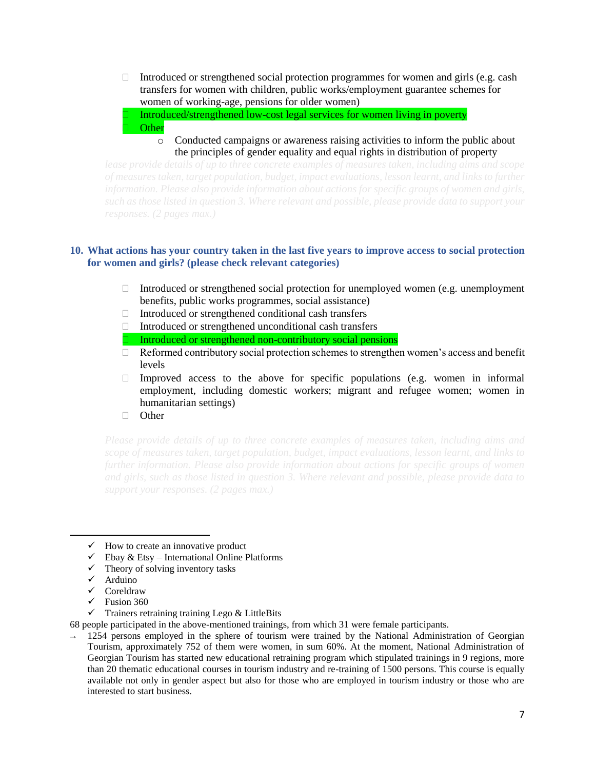- ☐ Introduced or strengthened social protection programmes for women and girls (e.g. cash transfers for women with children, public works/employment guarantee schemes for women of working-age, pensions for older women)
- ☐ Introduced/strengthened low-cost legal services for women living in poverty
- ☐ Other
  - Conducted campaigns or awareness raising activities to inform the public about the principles of gender equality and equal rights in distribution of property

*lease provide details of up to three concrete examples of measures taken, including aims and scope of measures taken, target population, budget, impact evaluations, lesson learnt, and links to further information. Please also provide information about actions for specific groups of women and girls, such as those listed in question 3. Where relevant and possible, please provide data to support your responses. (2 pages max.)*

## 10. What actions has your country taken in the last five years to improve access to social protection for women and girls? (please check relevant categories)

- ☐ Introduced or strengthened social protection for unemployed women (e.g. unemployment benefits, public works programmes, social assistance)
- ☐ Introduced or strengthened conditional cash transfers
- ☐ Introduced or strengthened unconditional cash transfers
- ☐ Introduced or strengthened non-contributory social pensions
- ☐ Reformed contributory social protection schemes to strengthen women's access and benefit levels
- ☐ Improved access to the above for specific populations (e.g. women in informal employment, including domestic workers; migrant and refugee women; women in humanitarian settings)
- ☐ Other

*Please provide details of up to three concrete examples of measures taken, including aims and scope of measures taken, target population, budget, impact evaluations, lesson learnt, and links to further information. Please also provide information about actions for specific groups of women and girls, such as those listed in question 3. Where relevant and possible, please provide data to support your responses. (2 pages max.)*

---

- ✓ How to create an innovative product
- ✓ Ebay & Etsy – International Online Platforms
- ✓ Theory of solving inventory tasks
- ✓ Arduino
- ✓ Coreldraw
- ✓ Fusion 360
- ✓ Trainers retraining training Lego & LittleBits

68 people participated in the above-mentioned trainings, from which 31 were female participants.

→ 1254 persons employed in the sphere of tourism were trained by the National Administration of Georgian Tourism, approximately 752 of them were women, in sum 60%. At the moment, National Administration of Georgian Tourism has started new educational retraining program which stipulated trainings in 9 regions, more than 20 thematic educational courses in tourism industry and re-training of 1500 persons. This course is equally available not only in gender aspect but also for those who are employed in tourism industry or those who are interested to start business.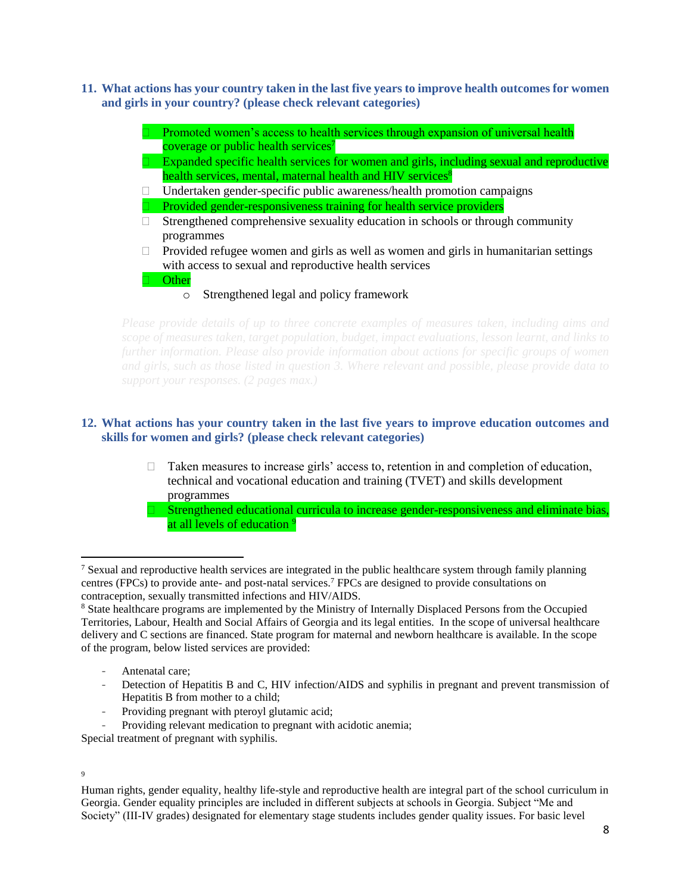**11. What actions has your country taken in the last five years to improve health outcomes for women and girls in your country? (please check relevant categories)**

- ☐ Promoted women's access to health services through expansion of universal health coverage or public health services[7]
- ☐ Expanded specific health services for women and girls, including sexual and reproductive health services, mental, maternal health and HIV services[8]
- ☐ Undertaken gender-specific public awareness/health promotion campaigns
- ☐ Provided gender-responsiveness training for health service providers
- ☐ Strengthened comprehensive sexuality education in schools or through community programmes
- ☐ Provided refugee women and girls as well as women and girls in humanitarian settings with access to sexual and reproductive health services
- ☐ Other
  - Strengthened legal and policy framework

*Please provide details of up to three concrete examples of measures taken, including aims and scope of measures taken, target population, budget, impact evaluations, lesson learnt, and links to further information. Please also provide information about actions for specific groups of women and girls, such as those listed in question 3. Where relevant and possible, please provide data to support your responses. (2 pages max.)*

**12. What actions has your country taken in the last five years to improve education outcomes and skills for women and girls? (please check relevant categories)**

- ☐ Taken measures to increase girls' access to, retention in and completion of education, technical and vocational education and training (TVET) and skills development programmes
- ☐ Strengthened educational curricula to increase gender-responsiveness and eliminate bias, at all levels of education [9]

---

[7] Sexual and reproductive health services are integrated in the public healthcare system through family planning centres (FPCs) to provide ante- and post-natal services.[7] FPCs are designed to provide consultations on contraception, sexually transmitted infections and HIV/AIDS.

[8] State healthcare programs are implemented by the Ministry of Internally Displaced Persons from the Occupied Territories, Labour, Health and Social Affairs of Georgia and its legal entities. In the scope of universal healthcare delivery and C sections are financed. State program for maternal and newborn healthcare is available. In the scope of the program, below listed services are provided:

- Antenatal care;
- Detection of Hepatitis B and C, HIV infection/AIDS and syphilis in pregnant and prevent transmission of Hepatitis B from mother to a child;
- Providing pregnant with pteroyl glutamic acid;
- Providing relevant medication to pregnant with acidotic anemia;

Special treatment of pregnant with syphilis.

[9] Human rights, gender equality, healthy life-style and reproductive health are integral part of the school curriculum in Georgia. Gender equality principles are included in different subjects at schools in Georgia. Subject "Me and Society" (III-IV grades) designated for elementary stage students includes gender quality issues. For basic level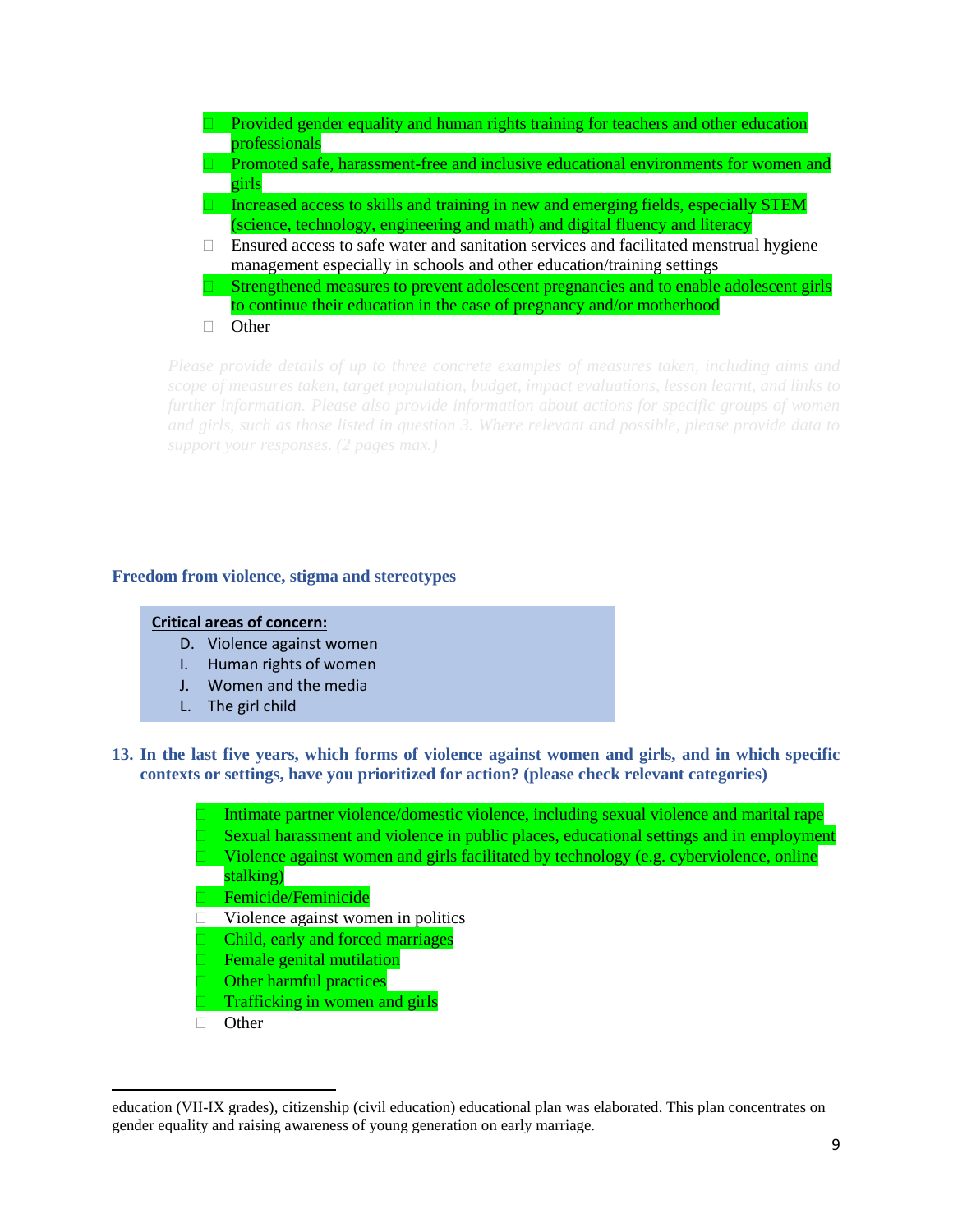- Provided gender equality and human rights training for teachers and other education professionals
- Promoted safe, harassment-free and inclusive educational environments for women and girls
- Increased access to skills and training in new and emerging fields, especially STEM (science, technology, engineering and math) and digital fluency and literacy
- Ensured access to safe water and sanitation services and facilitated menstrual hygiene management especially in schools and other education/training settings
- Strengthened measures to prevent adolescent pregnancies and to enable adolescent girls to continue their education in the case of pregnancy and/or motherhood
- Other

*Please provide details of up to three concrete examples of measures taken, including aims and scope of measures taken, target population, budget, impact evaluations, lesson learnt, and links to further information. Please also provide information about actions for specific groups of women and girls, such as those listed in question 3. Where relevant and possible, please provide data to support your responses. (2 pages max.)*

## Freedom from violence, stigma and stereotypes

**Critical areas of concern:**

D. Violence against women
I. Human rights of women
J. Women and the media
L. The girl child

### 13. In the last five years, which forms of violence against women and girls, and in which specific contexts or settings, have you prioritized for action? (please check relevant categories)

- Intimate partner violence/domestic violence, including sexual violence and marital rape
- Sexual harassment and violence in public places, educational settings and in employment
- Violence against women and girls facilitated by technology (e.g. cyberviolence, online stalking)
- Femicide/Feminicide
- Violence against women in politics
- Child, early and forced marriages
- Female genital mutilation
- Other harmful practices
- Trafficking in women and girls
- Other

---

education (VII-IX grades), citizenship (civil education) educational plan was elaborated. This plan concentrates on gender equality and raising awareness of young generation on early marriage.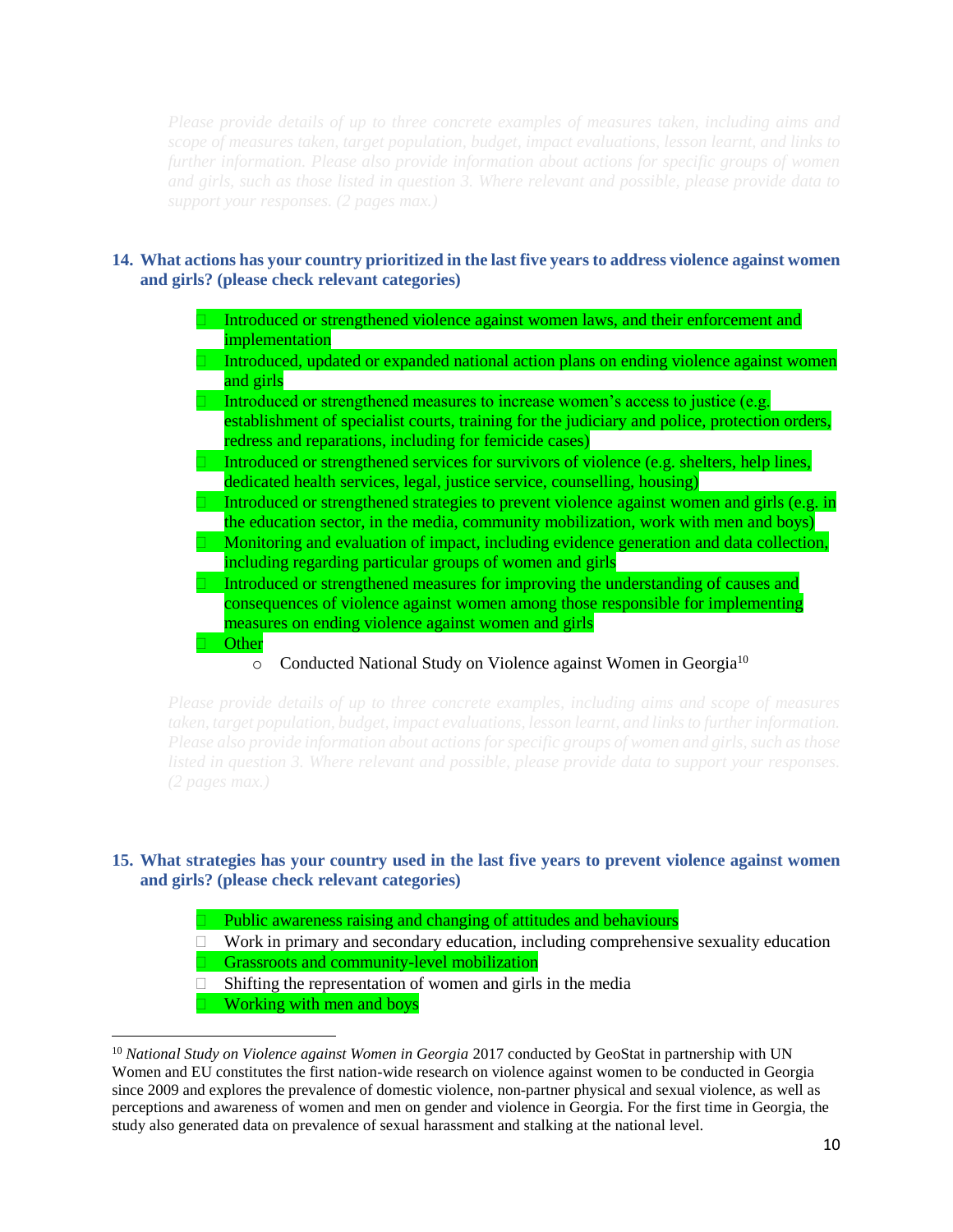*Please provide details of up to three concrete examples of measures taken, including aims and scope of measures taken, target population, budget, impact evaluations, lesson learnt, and links to further information. Please also provide information about actions for specific groups of women and girls, such as those listed in question 3. Where relevant and possible, please provide data to support your responses. (2 pages max.)*

**14. What actions has your country prioritized in the last five years to address violence against women and girls? (please check relevant categories)**

- ☐ Introduced or strengthened violence against women laws, and their enforcement and implementation
- ☐ Introduced, updated or expanded national action plans on ending violence against women and girls
- ☐ Introduced or strengthened measures to increase women's access to justice (e.g. establishment of specialist courts, training for the judiciary and police, protection orders, redress and reparations, including for femicide cases)
- ☐ Introduced or strengthened services for survivors of violence (e.g. shelters, help lines, dedicated health services, legal, justice service, counselling, housing)
- ☐ Introduced or strengthened strategies to prevent violence against women and girls (e.g. in the education sector, in the media, community mobilization, work with men and boys)
- ☐ Monitoring and evaluation of impact, including evidence generation and data collection, including regarding particular groups of women and girls
- ☐ Introduced or strengthened measures for improving the understanding of causes and consequences of violence against women among those responsible for implementing measures on ending violence against women and girls
- ☐ Other
    - Conducted National Study on Violence against Women in Georgia[10]

*Please provide details of up to three concrete examples, including aims and scope of measures taken, target population, budget, impact evaluations, lesson learnt, and links to further information. Please also provide information about actions for specific groups of women and girls, such as those listed in question 3. Where relevant and possible, please provide data to support your responses. (2 pages max.)*

**15. What strategies has your country used in the last five years to prevent violence against women and girls? (please check relevant categories)**

- ☐ Public awareness raising and changing of attitudes and behaviours
- ☐ Work in primary and secondary education, including comprehensive sexuality education
- ☐ Grassroots and community-level mobilization
- ☐ Shifting the representation of women and girls in the media
- ☐ Working with men and boys

---

[10] *National Study on Violence against Women in Georgia* 2017 conducted by GeoStat in partnership with UN Women and EU constitutes the first nation-wide research on violence against women to be conducted in Georgia since 2009 and explores the prevalence of domestic violence, non-partner physical and sexual violence, as well as perceptions and awareness of women and men on gender and violence in Georgia. For the first time in Georgia, the study also generated data on prevalence of sexual harassment and stalking at the national level.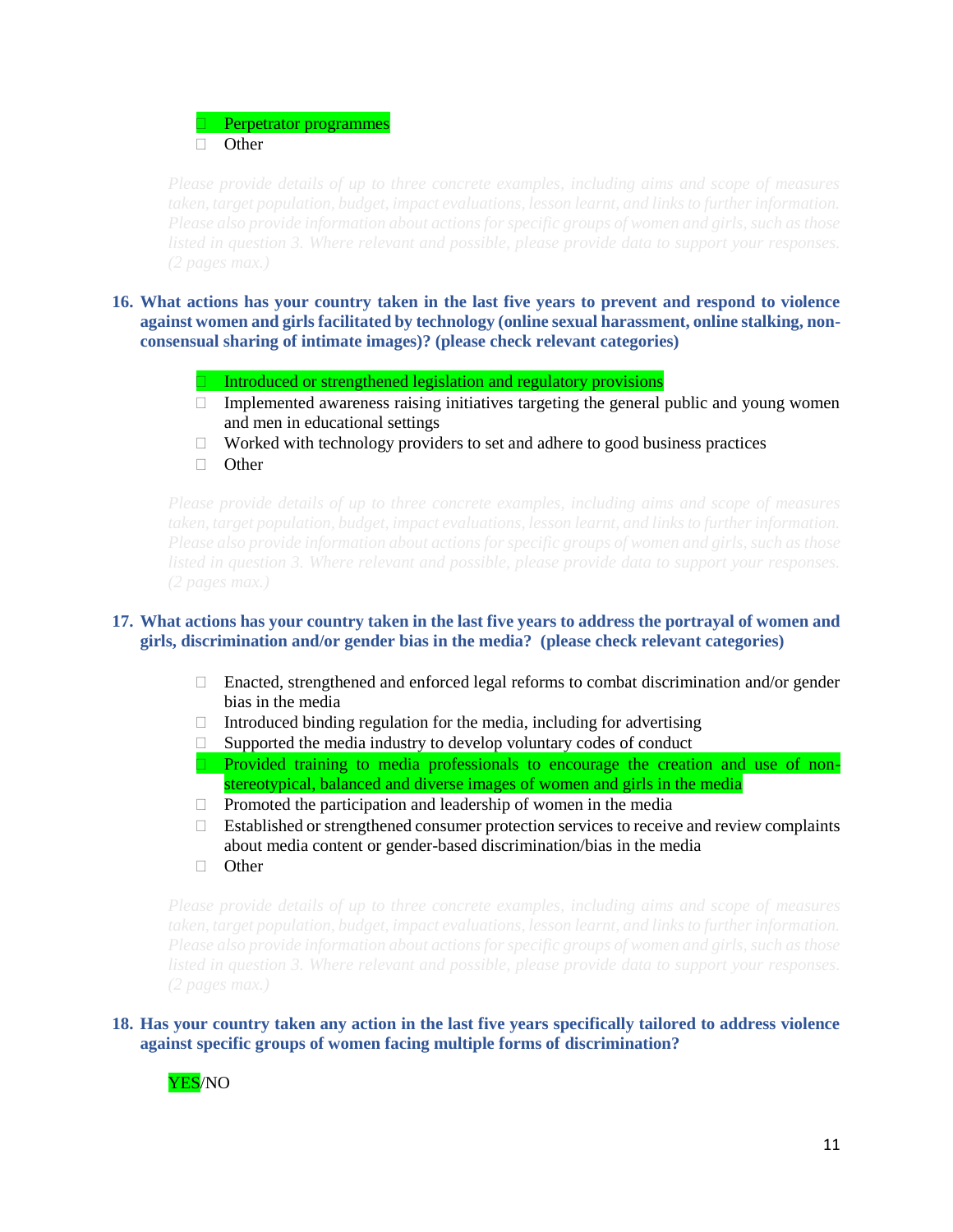- Perpetrator programmes
- Other

*Please provide details of up to three concrete examples, including aims and scope of measures taken, target population, budget, impact evaluations, lesson learnt, and links to further information. Please also provide information about actions for specific groups of women and girls, such as those listed in question 3. Where relevant and possible, please provide data to support your responses. (2 pages max.)*

**16. What actions has your country taken in the last five years to prevent and respond to violence against women and girls facilitated by technology (online sexual harassment, online stalking, non-consensual sharing of intimate images)? (please check relevant categories)**

- Introduced or strengthened legislation and regulatory provisions
- Implemented awareness raising initiatives targeting the general public and young women and men in educational settings
- Worked with technology providers to set and adhere to good business practices
- Other

*Please provide details of up to three concrete examples, including aims and scope of measures taken, target population, budget, impact evaluations, lesson learnt, and links to further information. Please also provide information about actions for specific groups of women and girls, such as those listed in question 3. Where relevant and possible, please provide data to support your responses. (2 pages max.)*

**17. What actions has your country taken in the last five years to address the portrayal of women and girls, discrimination and/or gender bias in the media? (please check relevant categories)**

- Enacted, strengthened and enforced legal reforms to combat discrimination and/or gender bias in the media
- Introduced binding regulation for the media, including for advertising
- Supported the media industry to develop voluntary codes of conduct
- Provided training to media professionals to encourage the creation and use of non-stereotypical, balanced and diverse images of women and girls in the media
- Promoted the participation and leadership of women in the media
- Established or strengthened consumer protection services to receive and review complaints about media content or gender-based discrimination/bias in the media
- Other

*Please provide details of up to three concrete examples, including aims and scope of measures taken, target population, budget, impact evaluations, lesson learnt, and links to further information. Please also provide information about actions for specific groups of women and girls, such as those listed in question 3. Where relevant and possible, please provide data to support your responses. (2 pages max.)*

**18. Has your country taken any action in the last five years specifically tailored to address violence against specific groups of women facing multiple forms of discrimination?**

YES/NO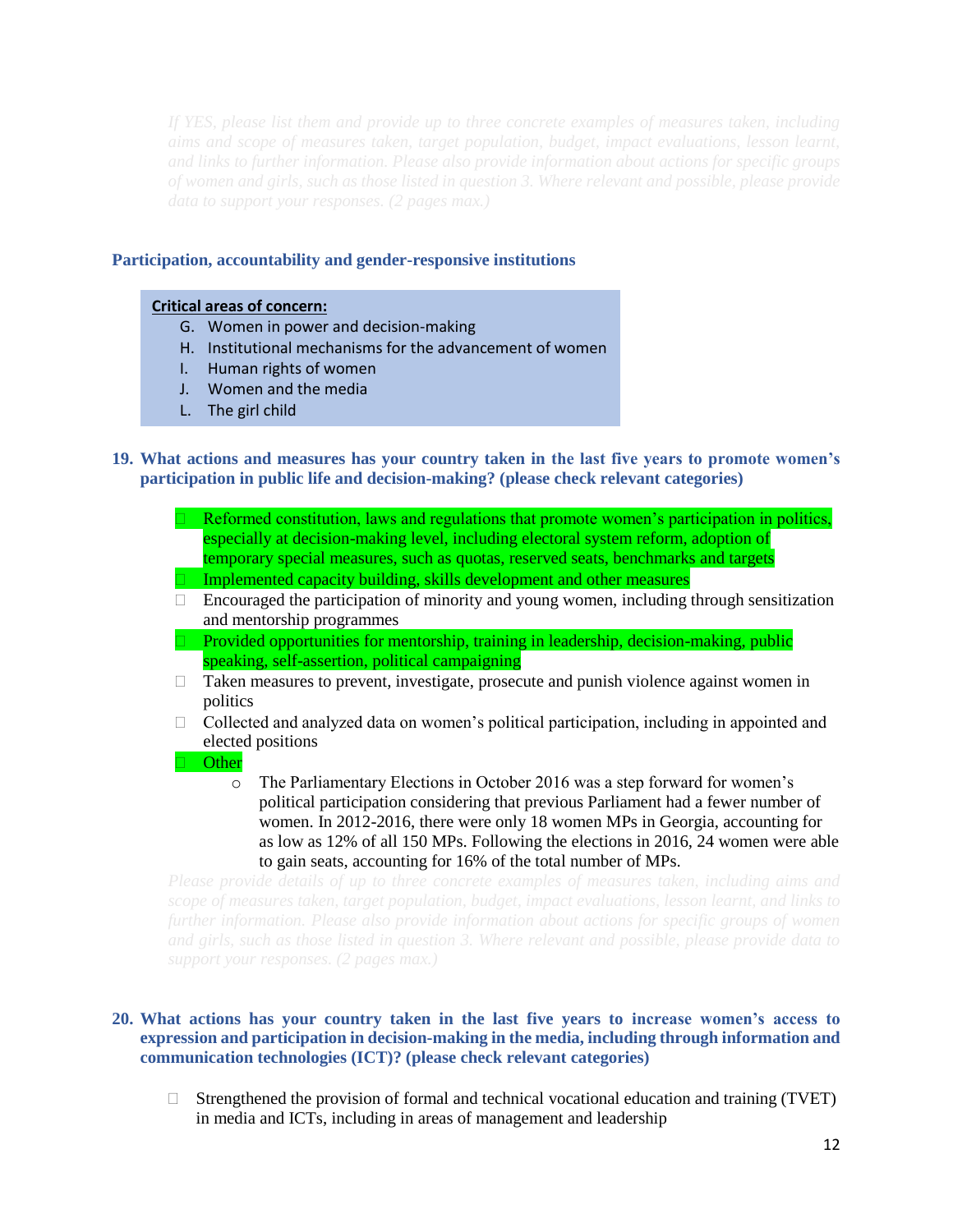*If YES, please list them and provide up to three concrete examples of measures taken, including aims and scope of measures taken, target population, budget, impact evaluations, lesson learnt, and links to further information. Please also provide information about actions for specific groups of women and girls, such as those listed in question 3. Where relevant and possible, please provide data to support your responses. (2 pages max.)*

### Participation, accountability and gender-responsive institutions

**Critical areas of concern:**

G. Women in power and decision-making
H. Institutional mechanisms for the advancement of women
I. Human rights of women
J. Women and the media
L. The girl child

**19. What actions and measures has your country taken in the last five years to promote women's participation in public life and decision-making? (please check relevant categories)**

- ☐ Reformed constitution, laws and regulations that promote women's participation in politics, especially at decision-making level, including electoral system reform, adoption of temporary special measures, such as quotas, reserved seats, benchmarks and targets
- ☐ Implemented capacity building, skills development and other measures
- ☐ Encouraged the participation of minority and young women, including through sensitization and mentorship programmes
- ☐ Provided opportunities for mentorship, training in leadership, decision-making, public speaking, self-assertion, political campaigning
- ☐ Taken measures to prevent, investigate, prosecute and punish violence against women in politics
- ☐ Collected and analyzed data on women's political participation, including in appointed and elected positions
- ☐ Other
  - The Parliamentary Elections in October 2016 was a step forward for women's political participation considering that previous Parliament had a fewer number of women. In 2012-2016, there were only 18 women MPs in Georgia, accounting for as low as 12% of all 150 MPs. Following the elections in 2016, 24 women were able to gain seats, accounting for 16% of the total number of MPs.

*Please provide details of up to three concrete examples of measures taken, including aims and scope of measures taken, target population, budget, impact evaluations, lesson learnt, and links to further information. Please also provide information about actions for specific groups of women and girls, such as those listed in question 3. Where relevant and possible, please provide data to support your responses. (2 pages max.)*

**20. What actions has your country taken in the last five years to increase women's access to expression and participation in decision-making in the media, including through information and communication technologies (ICT)? (please check relevant categories)**

- ☐ Strengthened the provision of formal and technical vocational education and training (TVET) in media and ICTs, including in areas of management and leadership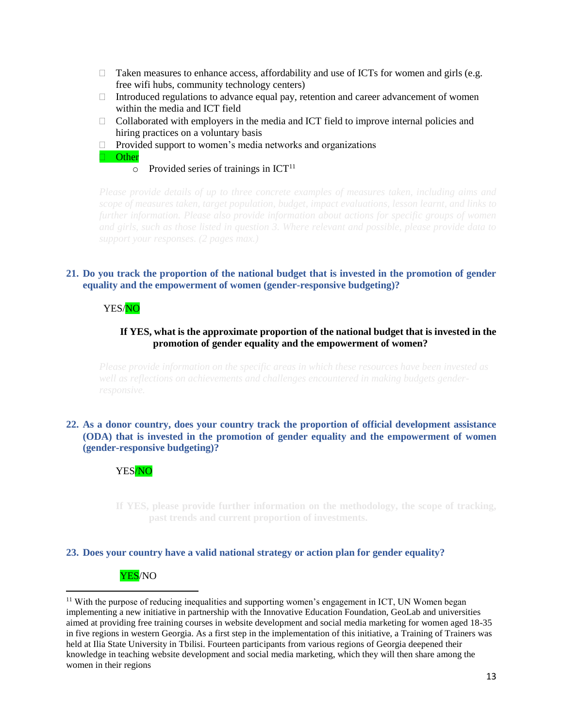- ☐ Taken measures to enhance access, affordability and use of ICTs for women and girls (e.g. free wifi hubs, community technology centers)
- ☐ Introduced regulations to advance equal pay, retention and career advancement of women within the media and ICT field
- ☐ Collaborated with employers in the media and ICT field to improve internal policies and hiring practices on a voluntary basis
- ☐ Provided support to women's media networks and organizations
- ☐ Other
  - Provided series of trainings in ICT[11]

*Please provide details of up to three concrete examples of measures taken, including aims and scope of measures taken, target population, budget, impact evaluations, lesson learnt, and links to further information. Please also provide information about actions for specific groups of women and girls, such as those listed in question 3. Where relevant and possible, please provide data to support your responses. (2 pages max.)*

**21. Do you track the proportion of the national budget that is invested in the promotion of gender equality and the empowerment of women (gender-responsive budgeting)?**

YES/NO

**If YES, what is the approximate proportion of the national budget that is invested in the promotion of gender equality and the empowerment of women?**

*Please provide information on the specific areas in which these resources have been invested as well as reflections on achievements and challenges encountered in making budgets gender-responsive.*

**22. As a donor country, does your country track the proportion of official development assistance (ODA) that is invested in the promotion of gender equality and the empowerment of women (gender-responsive budgeting)?**

YES/NO

**If YES, please provide further information on the methodology, the scope of tracking, past trends and current proportion of investments.**

**23. Does your country have a valid national strategy or action plan for gender equality?**

YES/NO

---

[11] With the purpose of reducing inequalities and supporting women's engagement in ICT, UN Women began implementing a new initiative in partnership with the Innovative Education Foundation, GeoLab and universities aimed at providing free training courses in website development and social media marketing for women aged 18-35 in five regions in western Georgia. As a first step in the implementation of this initiative, a Training of Trainers was held at Ilia State University in Tbilisi. Fourteen participants from various regions of Georgia deepened their knowledge in teaching website development and social media marketing, which they will then share among the women in their regions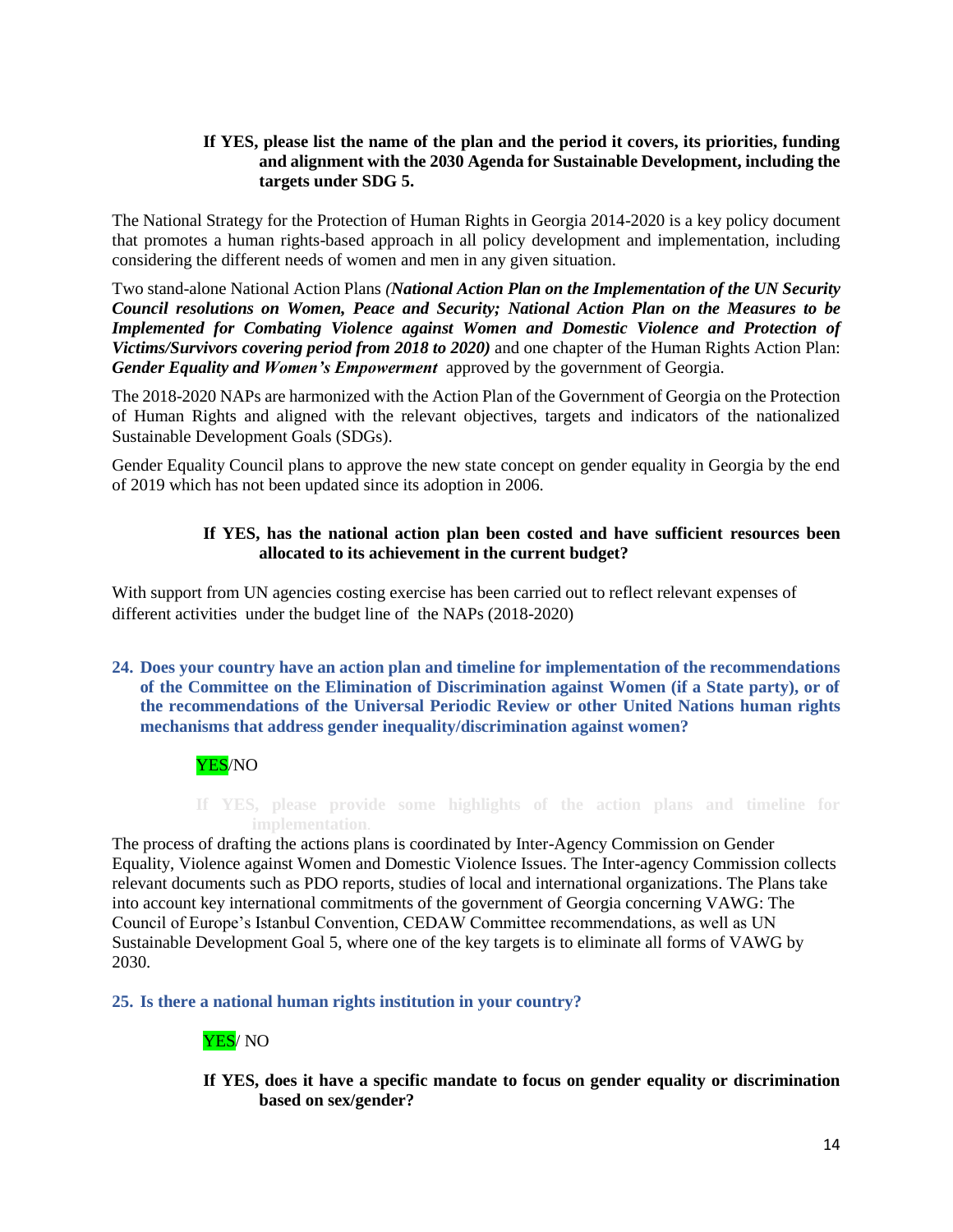**If YES, please list the name of the plan and the period it covers, its priorities, funding and alignment with the 2030 Agenda for Sustainable Development, including the targets under SDG 5.**

The National Strategy for the Protection of Human Rights in Georgia 2014-2020 is a key policy document that promotes a human rights-based approach in all policy development and implementation, including considering the different needs of women and men in any given situation.

Two stand-alone National Action Plans *(**National Action Plan on the Implementation of the UN Security Council resolutions on Women, Peace and Security; National Action Plan on the Measures to be Implemented for Combating Violence against Women and Domestic Violence and Protection of Victims/Survivors covering period from 2018 to 2020)*** and one chapter of the Human Rights Action Plan: ***Gender Equality and Women's Empowerment*** approved by the government of Georgia.

The 2018-2020 NAPs are harmonized with the Action Plan of the Government of Georgia on the Protection of Human Rights and aligned with the relevant objectives, targets and indicators of the nationalized Sustainable Development Goals (SDGs).

Gender Equality Council plans to approve the new state concept on gender equality in Georgia by the end of 2019 which has not been updated since its adoption in 2006.

**If YES, has the national action plan been costed and have sufficient resources been allocated to its achievement in the current budget?**

With support from UN agencies costing exercise has been carried out to reflect relevant expenses of different activities under the budget line of the NAPs (2018-2020)

**24. Does your country have an action plan and timeline for implementation of the recommendations of the Committee on the Elimination of Discrimination against Women (if a State party), or of the recommendations of the Universal Periodic Review or other United Nations human rights mechanisms that address gender inequality/discrimination against women?**

YES/NO

**If YES, please provide some highlights of the action plans and timeline for implementation.**

The process of drafting the actions plans is coordinated by Inter-Agency Commission on Gender Equality, Violence against Women and Domestic Violence Issues. The Inter-agency Commission collects relevant documents such as PDO reports, studies of local and international organizations. The Plans take into account key international commitments of the government of Georgia concerning VAWG: The Council of Europe's Istanbul Convention, CEDAW Committee recommendations, as well as UN Sustainable Development Goal 5, where one of the key targets is to eliminate all forms of VAWG by 2030.

**25. Is there a national human rights institution in your country?**

YES/ NO

**If YES, does it have a specific mandate to focus on gender equality or discrimination based on sex/gender?**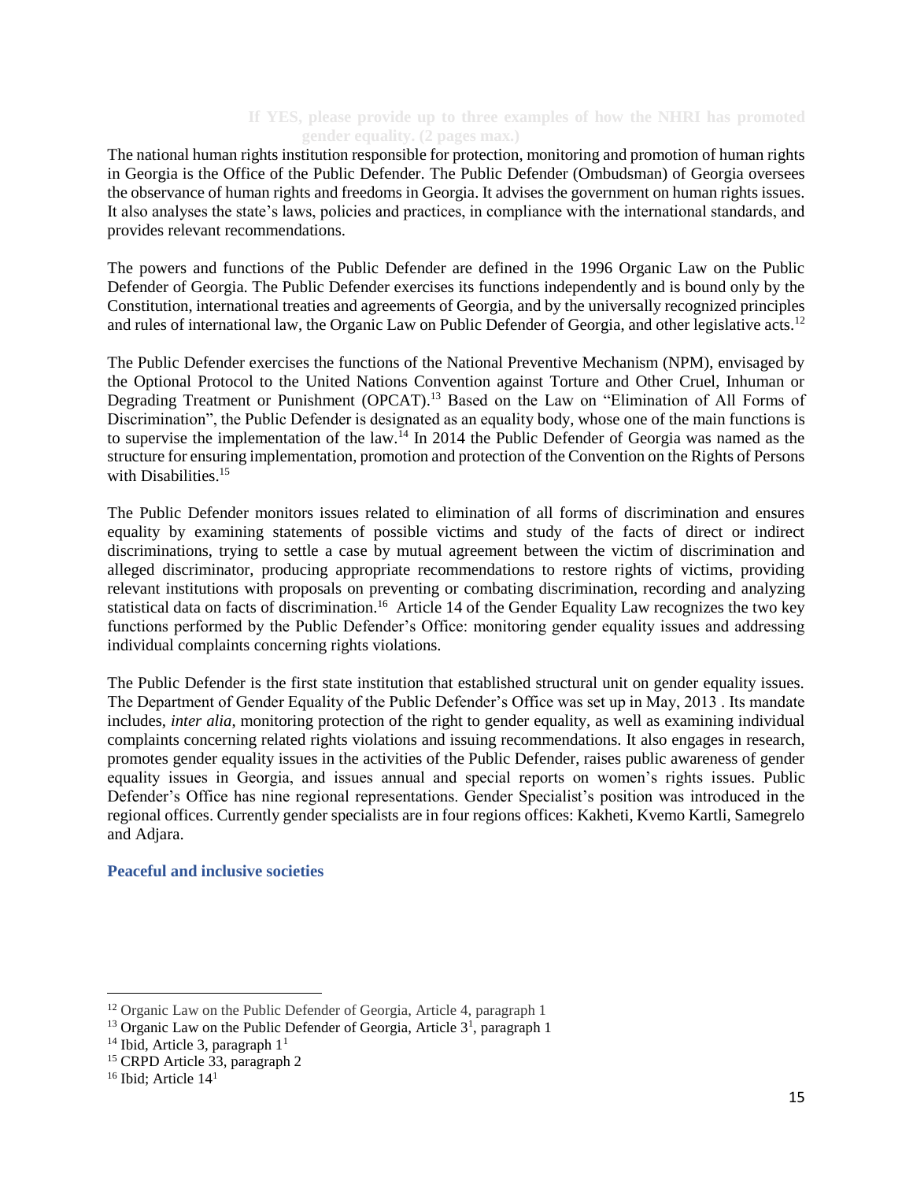**If YES, please provide up to three examples of how the NHRI has promoted gender equality. (2 pages max.)**

The national human rights institution responsible for protection, monitoring and promotion of human rights in Georgia is the Office of the Public Defender. The Public Defender (Ombudsman) of Georgia oversees the observance of human rights and freedoms in Georgia. It advises the government on human rights issues. It also analyses the state's laws, policies and practices, in compliance with the international standards, and provides relevant recommendations.

The powers and functions of the Public Defender are defined in the 1996 Organic Law on the Public Defender of Georgia. The Public Defender exercises its functions independently and is bound only by the Constitution, international treaties and agreements of Georgia, and by the universally recognized principles and rules of international law, the Organic Law on Public Defender of Georgia, and other legislative acts.[12]

The Public Defender exercises the functions of the National Preventive Mechanism (NPM), envisaged by the Optional Protocol to the United Nations Convention against Torture and Other Cruel, Inhuman or Degrading Treatment or Punishment (OPCAT).[13] Based on the Law on "Elimination of All Forms of Discrimination", the Public Defender is designated as an equality body, whose one of the main functions is to supervise the implementation of the law.[14] In 2014 the Public Defender of Georgia was named as the structure for ensuring implementation, promotion and protection of the Convention on the Rights of Persons with Disabilities.[15]

The Public Defender monitors issues related to elimination of all forms of discrimination and ensures equality by examining statements of possible victims and study of the facts of direct or indirect discriminations, trying to settle a case by mutual agreement between the victim of discrimination and alleged discriminator, producing appropriate recommendations to restore rights of victims, providing relevant institutions with proposals on preventing or combating discrimination, recording and analyzing statistical data on facts of discrimination.[16] Article 14 of the Gender Equality Law recognizes the two key functions performed by the Public Defender's Office: monitoring gender equality issues and addressing individual complaints concerning rights violations.

The Public Defender is the first state institution that established structural unit on gender equality issues. The Department of Gender Equality of the Public Defender's Office was set up in May, 2013 . Its mandate includes, *inter alia*, monitoring protection of the right to gender equality, as well as examining individual complaints concerning related rights violations and issuing recommendations. It also engages in research, promotes gender equality issues in the activities of the Public Defender, raises public awareness of gender equality issues in Georgia, and issues annual and special reports on women's rights issues. Public Defender's Office has nine regional representations. Gender Specialist's position was introduced in the regional offices. Currently gender specialists are in four regions offices: Kakheti, Kvemo Kartli, Samegrelo and Adjara.

### Peaceful and inclusive societies

---

[12] Organic Law on the Public Defender of Georgia, Article 4, paragraph 1

[13] Organic Law on the Public Defender of Georgia, Article 3[1], paragraph 1

[14] Ibid, Article 3, paragraph 1[1]

[15] CRPD Article 33, paragraph 2

[16] Ibid; Article 14[1]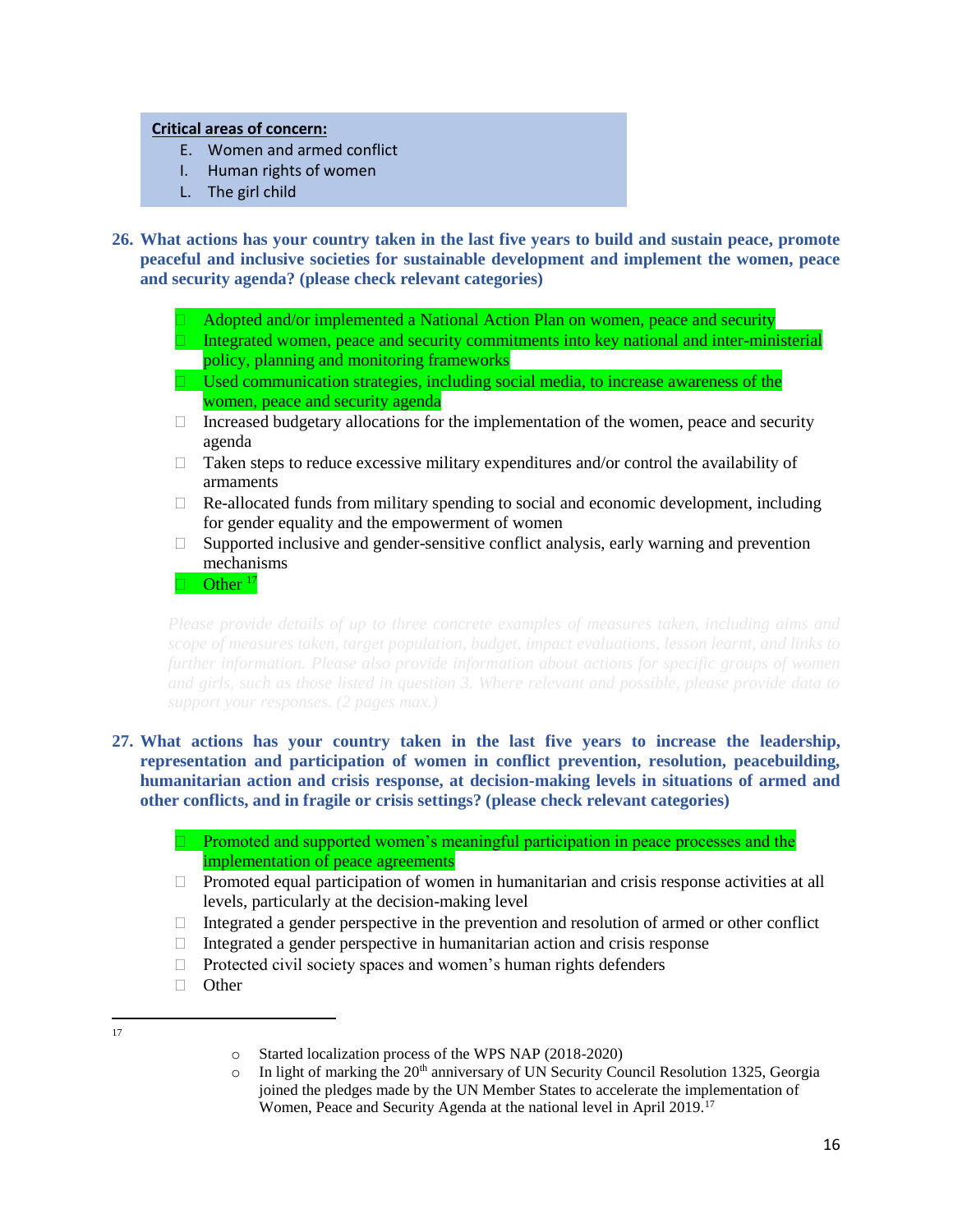**Critical areas of concern:**

- E. Women and armed conflict
- I. Human rights of women
- L. The girl child

**26. What actions has your country taken in the last five years to build and sustain peace, promote peaceful and inclusive societies for sustainable development and implement the women, peace and security agenda? (please check relevant categories)**

- ☐ Adopted and/or implemented a National Action Plan on women, peace and security
- ☐ Integrated women, peace and security commitments into key national and inter-ministerial policy, planning and monitoring frameworks
- ☐ Used communication strategies, including social media, to increase awareness of the women, peace and security agenda
- ☐ Increased budgetary allocations for the implementation of the women, peace and security agenda
- ☐ Taken steps to reduce excessive military expenditures and/or control the availability of armaments
- ☐ Re-allocated funds from military spending to social and economic development, including for gender equality and the empowerment of women
- ☐ Supported inclusive and gender-sensitive conflict analysis, early warning and prevention mechanisms
- ☐ Other [17]

*Please provide details of up to three concrete examples of measures taken, including aims and scope of measures taken, target population, budget, impact evaluations, lesson learnt, and links to further information. Please also provide information about actions for specific groups of women and girls, such as those listed in question 3. Where relevant and possible, please provide data to support your responses. (2 pages max.)*

**27. What actions has your country taken in the last five years to increase the leadership, representation and participation of women in conflict prevention, resolution, peacebuilding, humanitarian action and crisis response, at decision-making levels in situations of armed and other conflicts, and in fragile or crisis settings? (please check relevant categories)**

- ☐ Promoted and supported women's meaningful participation in peace processes and the implementation of peace agreements
- ☐ Promoted equal participation of women in humanitarian and crisis response activities at all levels, particularly at the decision-making level
- ☐ Integrated a gender perspective in the prevention and resolution of armed or other conflict
- ☐ Integrated a gender perspective in humanitarian action and crisis response
- ☐ Protected civil society spaces and women's human rights defenders
- ☐ Other

---

[17]

- Started localization process of the WPS NAP (2018-2020)
- In light of marking the 20th anniversary of UN Security Council Resolution 1325, Georgia joined the pledges made by the UN Member States to accelerate the implementation of Women, Peace and Security Agenda at the national level in April 2019.[17]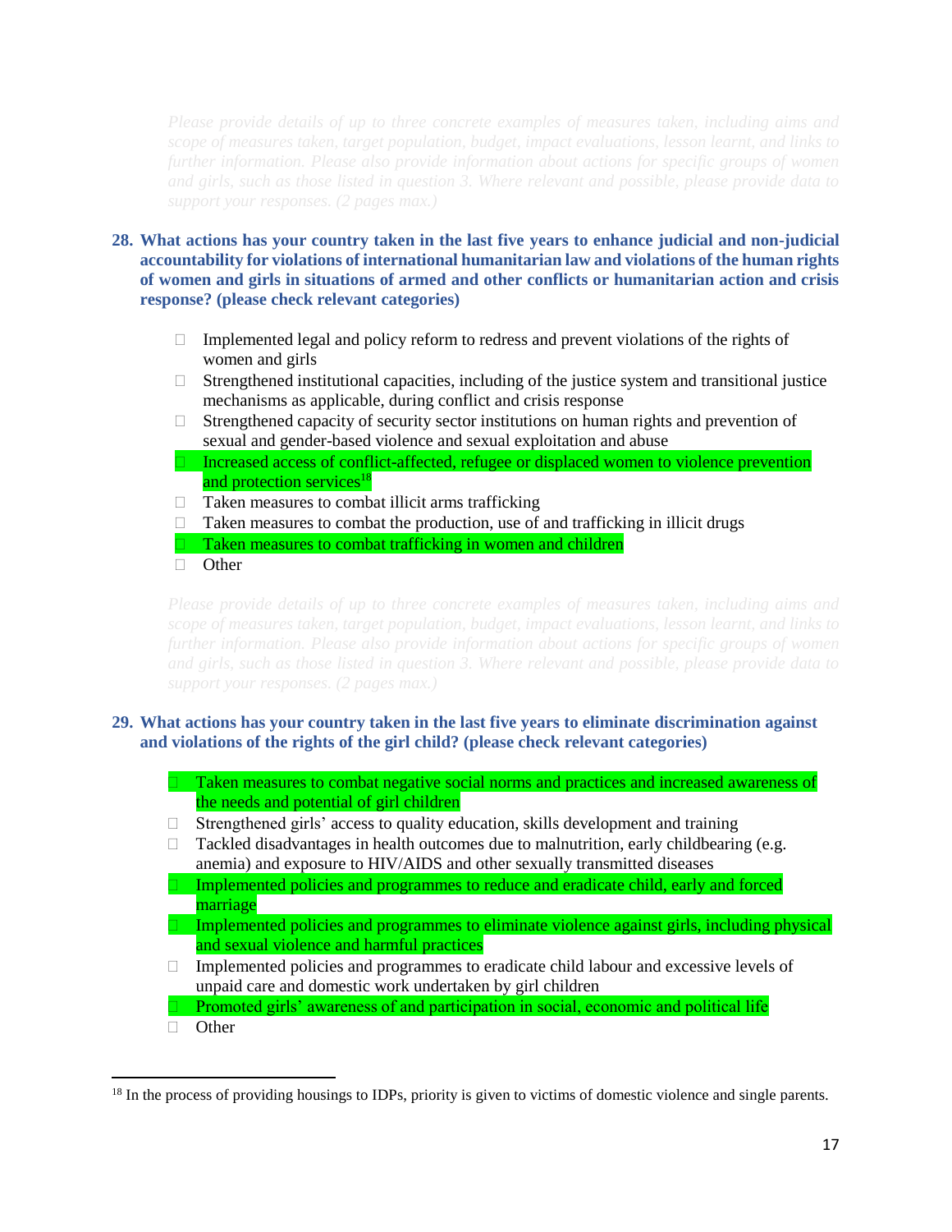*Please provide details of up to three concrete examples of measures taken, including aims and scope of measures taken, target population, budget, impact evaluations, lesson learnt, and links to further information. Please also provide information about actions for specific groups of women and girls, such as those listed in question 3. Where relevant and possible, please provide data to support your responses. (2 pages max.)*

**28. What actions has your country taken in the last five years to enhance judicial and non-judicial accountability for violations of international humanitarian law and violations of the human rights of women and girls in situations of armed and other conflicts or humanitarian action and crisis response? (please check relevant categories)**

- ☐ Implemented legal and policy reform to redress and prevent violations of the rights of women and girls
- ☐ Strengthened institutional capacities, including of the justice system and transitional justice mechanisms as applicable, during conflict and crisis response
- ☐ Strengthened capacity of security sector institutions on human rights and prevention of sexual and gender-based violence and sexual exploitation and abuse
- ☐ Increased access of conflict-affected, refugee or displaced women to violence prevention and protection services[18]
- ☐ Taken measures to combat illicit arms trafficking
- ☐ Taken measures to combat the production, use of and trafficking in illicit drugs
- ☐ Taken measures to combat trafficking in women and children
- ☐ Other

*Please provide details of up to three concrete examples of measures taken, including aims and scope of measures taken, target population, budget, impact evaluations, lesson learnt, and links to further information. Please also provide information about actions for specific groups of women and girls, such as those listed in question 3. Where relevant and possible, please provide data to support your responses. (2 pages max.)*

**29. What actions has your country taken in the last five years to eliminate discrimination against and violations of the rights of the girl child? (please check relevant categories)**

- ☐ Taken measures to combat negative social norms and practices and increased awareness of the needs and potential of girl children
- ☐ Strengthened girls' access to quality education, skills development and training
- ☐ Tackled disadvantages in health outcomes due to malnutrition, early childbearing (e.g. anemia) and exposure to HIV/AIDS and other sexually transmitted diseases
- ☐ Implemented policies and programmes to reduce and eradicate child, early and forced marriage
- ☐ Implemented policies and programmes to eliminate violence against girls, including physical and sexual violence and harmful practices
- ☐ Implemented policies and programmes to eradicate child labour and excessive levels of unpaid care and domestic work undertaken by girl children
- ☐ Promoted girls' awareness of and participation in social, economic and political life
- ☐ Other

---

[18] In the process of providing housings to IDPs, priority is given to victims of domestic violence and single parents.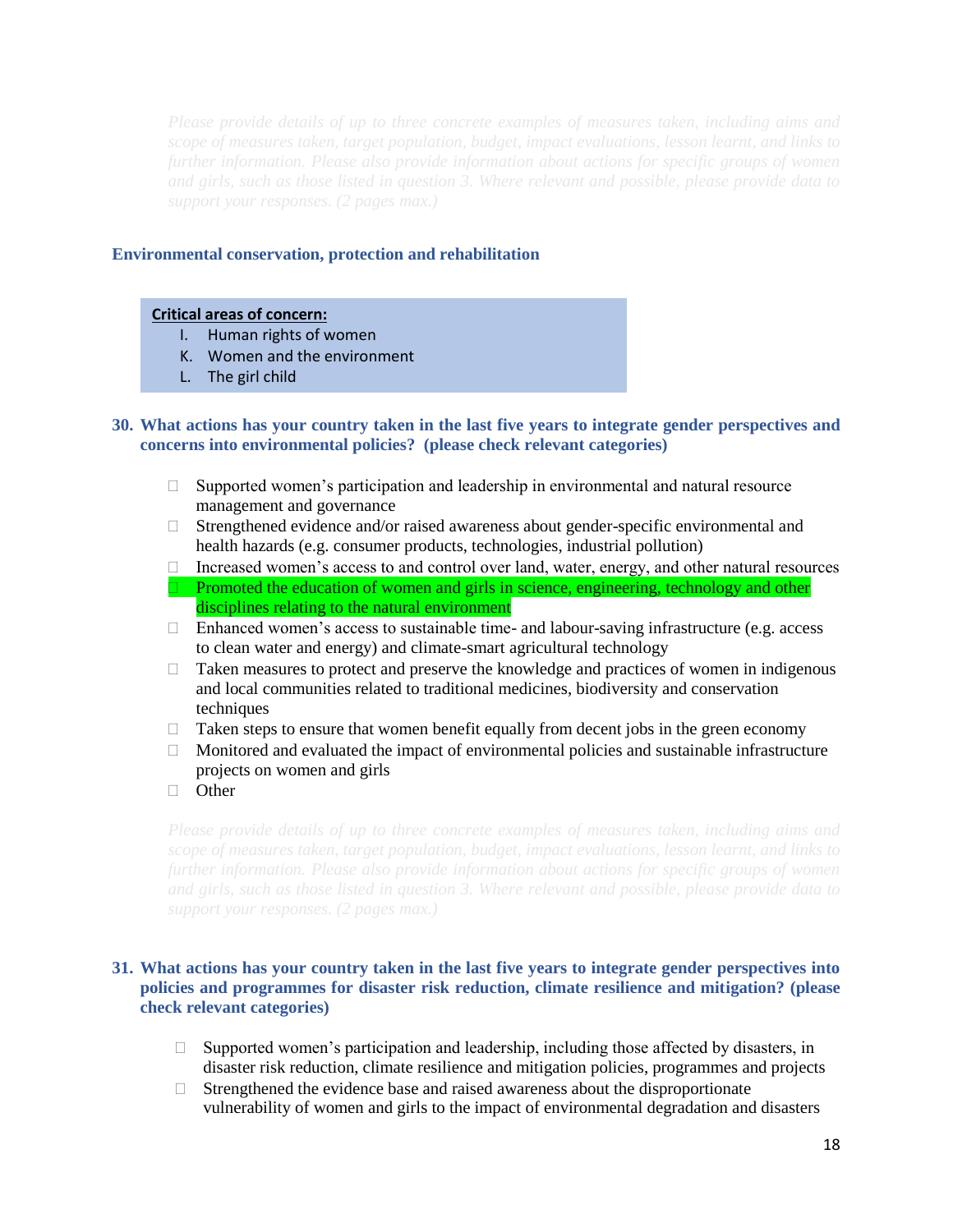*Please provide details of up to three concrete examples of measures taken, including aims and scope of measures taken, target population, budget, impact evaluations, lesson learnt, and links to further information. Please also provide information about actions for specific groups of women and girls, such as those listed in question 3. Where relevant and possible, please provide data to support your responses. (2 pages max.)*

### Environmental conservation, protection and rehabilitation

**Critical areas of concern:**

I. Human rights of women
K. Women and the environment
L. The girl child

### 30. What actions has your country taken in the last five years to integrate gender perspectives and concerns into environmental policies? (please check relevant categories)

- ☐ Supported women's participation and leadership in environmental and natural resource management and governance
- ☐ Strengthened evidence and/or raised awareness about gender-specific environmental and health hazards (e.g. consumer products, technologies, industrial pollution)
- ☐ Increased women's access to and control over land, water, energy, and other natural resources
- ☐ Promoted the education of women and girls in science, engineering, technology and other disciplines relating to the natural environment
- ☐ Enhanced women's access to sustainable time- and labour-saving infrastructure (e.g. access to clean water and energy) and climate-smart agricultural technology
- ☐ Taken measures to protect and preserve the knowledge and practices of women in indigenous and local communities related to traditional medicines, biodiversity and conservation techniques
- ☐ Taken steps to ensure that women benefit equally from decent jobs in the green economy
- ☐ Monitored and evaluated the impact of environmental policies and sustainable infrastructure projects on women and girls
- ☐ Other

*Please provide details of up to three concrete examples of measures taken, including aims and scope of measures taken, target population, budget, impact evaluations, lesson learnt, and links to further information. Please also provide information about actions for specific groups of women and girls, such as those listed in question 3. Where relevant and possible, please provide data to support your responses. (2 pages max.)*

### 31. What actions has your country taken in the last five years to integrate gender perspectives into policies and programmes for disaster risk reduction, climate resilience and mitigation? (please check relevant categories)

- ☐ Supported women's participation and leadership, including those affected by disasters, in disaster risk reduction, climate resilience and mitigation policies, programmes and projects
- ☐ Strengthened the evidence base and raised awareness about the disproportionate vulnerability of women and girls to the impact of environmental degradation and disasters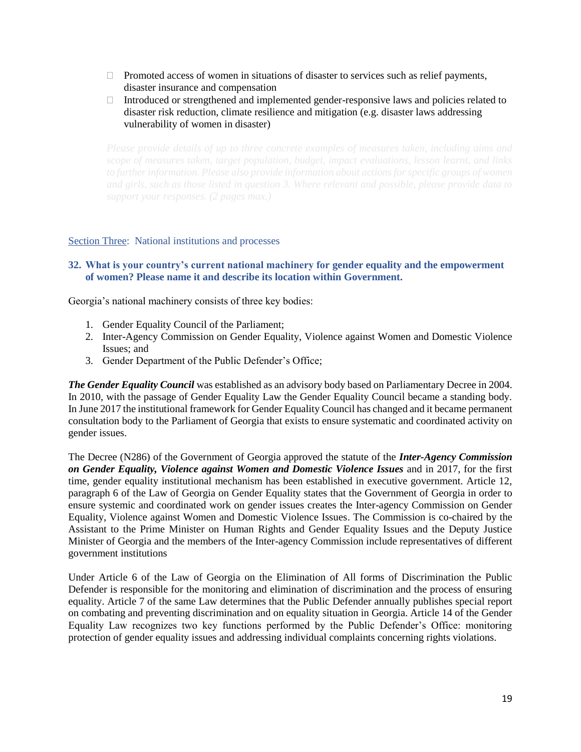- Promoted access of women in situations of disaster to services such as relief payments, disaster insurance and compensation
- Introduced or strengthened and implemented gender-responsive laws and policies related to disaster risk reduction, climate resilience and mitigation (e.g. disaster laws addressing vulnerability of women in disaster)

*Please provide details of up to three concrete examples of measures taken, including aims and scope of measures taken, target population, budget, impact evaluations, lesson learnt, and links to further information. Please also provide information about actions for specific groups of women and girls, such as those listed in question 3. Where relevant and possible, please provide data to support your responses. (2 pages max.)*

## Section Three: National institutions and processes

### 32. What is your country's current national machinery for gender equality and the empowerment of women? Please name it and describe its location within Government.

Georgia's national machinery consists of three key bodies:

1. Gender Equality Council of the Parliament;
2. Inter-Agency Commission on Gender Equality, Violence against Women and Domestic Violence Issues; and
3. Gender Department of the Public Defender's Office;

***The Gender Equality Council*** was established as an advisory body based on Parliamentary Decree in 2004. In 2010, with the passage of Gender Equality Law the Gender Equality Council became a standing body. In June 2017 the institutional framework for Gender Equality Council has changed and it became permanent consultation body to the Parliament of Georgia that exists to ensure systematic and coordinated activity on gender issues.

The Decree (N286) of the Government of Georgia approved the statute of the ***Inter-Agency Commission on Gender Equality, Violence against Women and Domestic Violence Issues*** and in 2017, for the first time, gender equality institutional mechanism has been established in executive government. Article 12, paragraph 6 of the Law of Georgia on Gender Equality states that the Government of Georgia in order to ensure systemic and coordinated work on gender issues creates the Inter-agency Commission on Gender Equality, Violence against Women and Domestic Violence Issues. The Commission is co-chaired by the Assistant to the Prime Minister on Human Rights and Gender Equality Issues and the Deputy Justice Minister of Georgia and the members of the Inter-agency Commission include representatives of different government institutions

Under Article 6 of the Law of Georgia on the Elimination of All forms of Discrimination the Public Defender is responsible for the monitoring and elimination of discrimination and the process of ensuring equality. Article 7 of the same Law determines that the Public Defender annually publishes special report on combating and preventing discrimination and on equality situation in Georgia. Article 14 of the Gender Equality Law recognizes two key functions performed by the Public Defender's Office: monitoring protection of gender equality issues and addressing individual complaints concerning rights violations.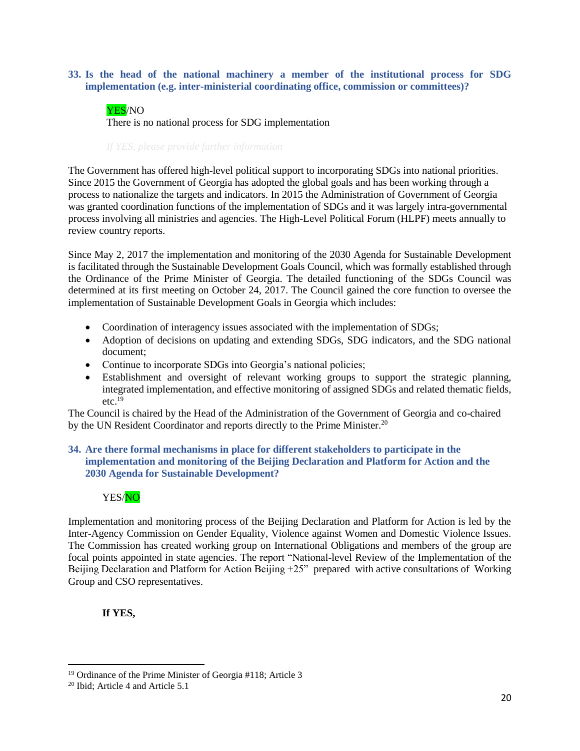**33. Is the head of the national machinery a member of the institutional process for SDG implementation (e.g. inter-ministerial coordinating office, commission or committees)?**

YES/NO
There is no national process for SDG implementation

*If YES, please provide further information*

The Government has offered high-level political support to incorporating SDGs into national priorities. Since 2015 the Government of Georgia has adopted the global goals and has been working through a process to nationalize the targets and indicators. In 2015 the Administration of Government of Georgia was granted coordination functions of the implementation of SDGs and it was largely intra-governmental process involving all ministries and agencies. The High-Level Political Forum (HLPF) meets annually to review country reports.

Since May 2, 2017 the implementation and monitoring of the 2030 Agenda for Sustainable Development is facilitated through the Sustainable Development Goals Council, which was formally established through the Ordinance of the Prime Minister of Georgia. The detailed functioning of the SDGs Council was determined at its first meeting on October 24, 2017. The Council gained the core function to oversee the implementation of Sustainable Development Goals in Georgia which includes:

- Coordination of interagency issues associated with the implementation of SDGs;
- Adoption of decisions on updating and extending SDGs, SDG indicators, and the SDG national document;
- Continue to incorporate SDGs into Georgia's national policies;
- Establishment and oversight of relevant working groups to support the strategic planning, integrated implementation, and effective monitoring of assigned SDGs and related thematic fields, etc.[19]

The Council is chaired by the Head of the Administration of the Government of Georgia and co-chaired by the UN Resident Coordinator and reports directly to the Prime Minister.[20]

**34. Are there formal mechanisms in place for different stakeholders to participate in the implementation and monitoring of the Beijing Declaration and Platform for Action and the 2030 Agenda for Sustainable Development?**

YES/NO

Implementation and monitoring process of the Beijing Declaration and Platform for Action is led by the Inter-Agency Commission on Gender Equality, Violence against Women and Domestic Violence Issues. The Commission has created working group on International Obligations and members of the group are focal points appointed in state agencies. The report "National-level Review of the Implementation of the Beijing Declaration and Platform for Action Beijing +25" prepared with active consultations of Working Group and CSO representatives.

**If YES,**

[19] Ordinance of the Prime Minister of Georgia #118; Article 3

[20] Ibid; Article 4 and Article 5.1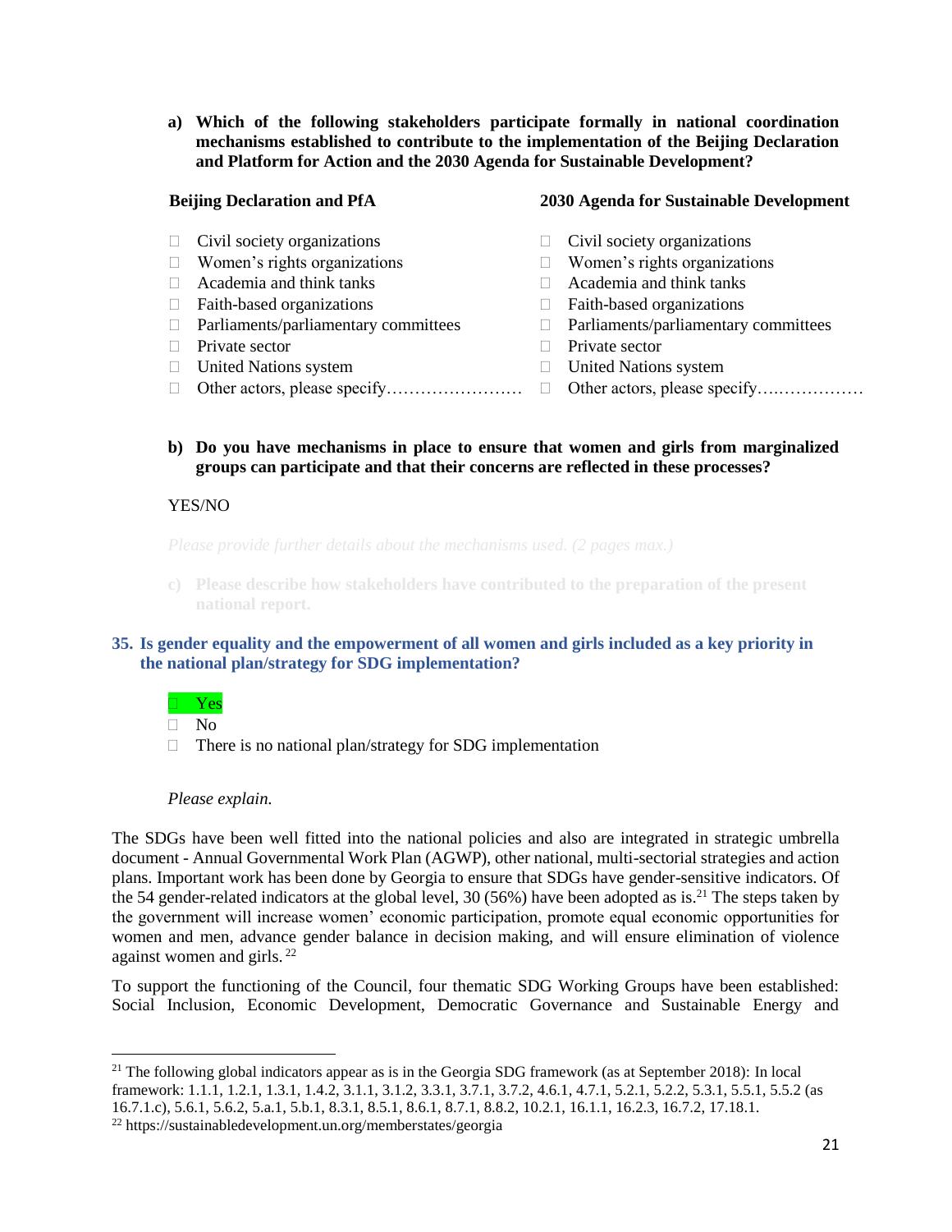**a) Which of the following stakeholders participate formally in national coordination mechanisms established to contribute to the implementation of the Beijing Declaration and Platform for Action and the 2030 Agenda for Sustainable Development?**

| **Beijing Declaration and PfA** | **2030 Agenda for Sustainable Development** |
|---|---|
| ☐ Civil society organizations | ☐ Civil society organizations |
| ☐ Women's rights organizations | ☐ Women's rights organizations |
| ☐ Academia and think tanks | ☐ Academia and think tanks |
| ☐ Faith-based organizations | ☐ Faith-based organizations |
| ☐ Parliaments/parliamentary committees | ☐ Parliaments/parliamentary committees |
| ☐ Private sector | ☐ Private sector |
| ☐ United Nations system | ☐ United Nations system |
| ☐ Other actors, please specify…………………… | ☐ Other actors, please specify……………… |

**b) Do you have mechanisms in place to ensure that women and girls from marginalized groups can participate and that their concerns are reflected in these processes?**

YES/NO

*Please provide further details about the mechanisms used. (2 pages max.)*

**c) Please describe how stakeholders have contributed to the preparation of the present national report.**

### 35. Is gender equality and the empowerment of all women and girls included as a key priority in the national plan/strategy for SDG implementation?

☐ Yes
☐ No
☐ There is no national plan/strategy for SDG implementation

*Please explain.*

The SDGs have been well fitted into the national policies and also are integrated in strategic umbrella document - Annual Governmental Work Plan (AGWP), other national, multi-sectorial strategies and action plans. Important work has been done by Georgia to ensure that SDGs have gender-sensitive indicators. Of the 54 gender-related indicators at the global level, 30 (56%) have been adopted as is.[21] The steps taken by the government will increase women' economic participation, promote equal economic opportunities for women and men, advance gender balance in decision making, and will ensure elimination of violence against women and girls.[22]

To support the functioning of the Council, four thematic SDG Working Groups have been established: Social Inclusion, Economic Development, Democratic Governance and Sustainable Energy and

---

[21] The following global indicators appear as is in the Georgia SDG framework (as at September 2018): In local framework: 1.1.1, 1.2.1, 1.3.1, 1.4.2, 3.1.1, 3.1.2, 3.3.1, 3.7.1, 3.7.2, 4.6.1, 4.7.1, 5.2.1, 5.2.2, 5.3.1, 5.5.1, 5.5.2 (as 16.7.1.c), 5.6.1, 5.6.2, 5.a.1, 5.b.1, 8.3.1, 8.5.1, 8.6.1, 8.7.1, 8.8.2, 10.2.1, 16.1.1, 16.2.3, 16.7.2, 17.18.1.

[22] https://sustainabledevelopment.un.org/memberstates/georgia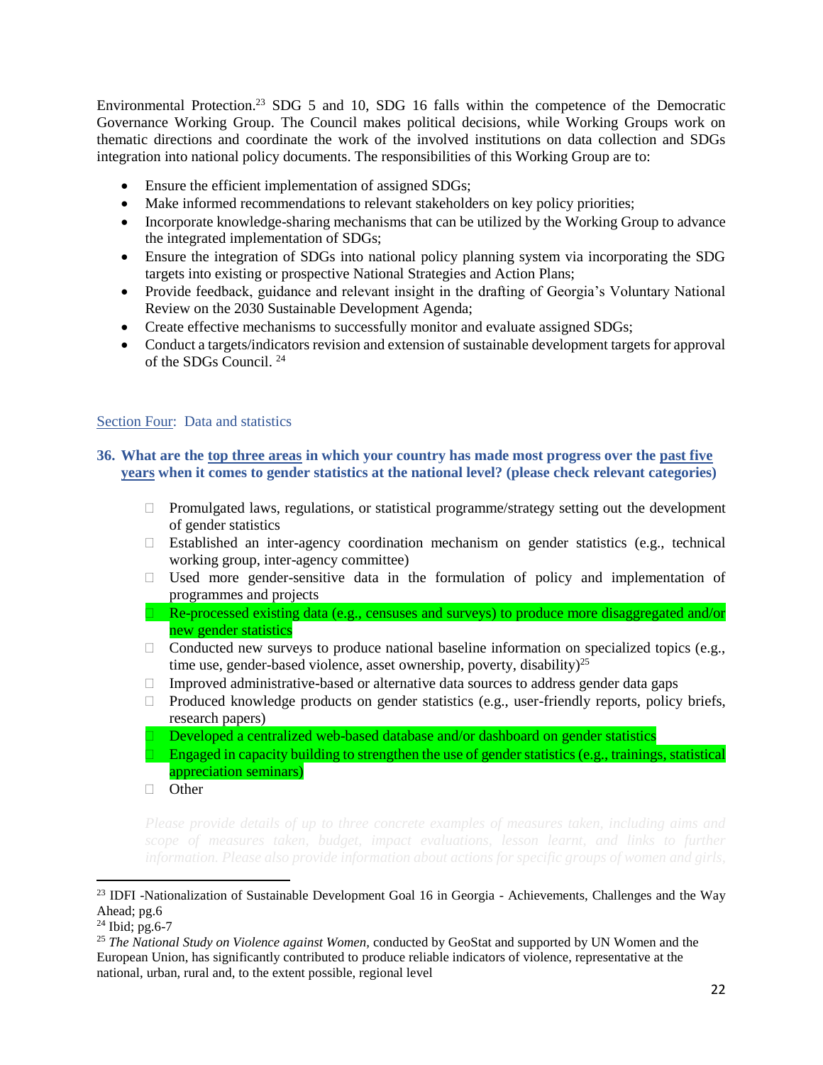Environmental Protection.[23] SDG 5 and 10, SDG 16 falls within the competence of the Democratic Governance Working Group. The Council makes political decisions, while Working Groups work on thematic directions and coordinate the work of the involved institutions on data collection and SDGs integration into national policy documents. The responsibilities of this Working Group are to:

- Ensure the efficient implementation of assigned SDGs;
- Make informed recommendations to relevant stakeholders on key policy priorities;
- Incorporate knowledge-sharing mechanisms that can be utilized by the Working Group to advance the integrated implementation of SDGs;
- Ensure the integration of SDGs into national policy planning system via incorporating the SDG targets into existing or prospective National Strategies and Action Plans;
- Provide feedback, guidance and relevant insight in the drafting of Georgia's Voluntary National Review on the 2030 Sustainable Development Agenda;
- Create effective mechanisms to successfully monitor and evaluate assigned SDGs;
- Conduct a targets/indicators revision and extension of sustainable development targets for approval of the SDGs Council. [24]

## Section Four: Data and statistics

**36. What are the top three areas in which your country has made most progress over the past five years when it comes to gender statistics at the national level? (please check relevant categories)**

- ☐ Promulgated laws, regulations, or statistical programme/strategy setting out the development of gender statistics
- ☐ Established an inter-agency coordination mechanism on gender statistics (e.g., technical working group, inter-agency committee)
- ☐ Used more gender-sensitive data in the formulation of policy and implementation of programmes and projects
- ☐ Re-processed existing data (e.g., censuses and surveys) to produce more disaggregated and/or new gender statistics
- ☐ Conducted new surveys to produce national baseline information on specialized topics (e.g., time use, gender-based violence, asset ownership, poverty, disability)[25]
- ☐ Improved administrative-based or alternative data sources to address gender data gaps
- ☐ Produced knowledge products on gender statistics (e.g., user-friendly reports, policy briefs, research papers)
- ☐ Developed a centralized web-based database and/or dashboard on gender statistics
- ☐ Engaged in capacity building to strengthen the use of gender statistics (e.g., trainings, statistical appreciation seminars)
- ☐ Other

*Please provide details of up to three concrete examples of measures taken, including aims and scope of measures taken, budget, impact evaluations, lesson learnt, and links to further information. Please also provide information about actions for specific groups of women and girls,*

---

[23] IDFI -Nationalization of Sustainable Development Goal 16 in Georgia - Achievements, Challenges and the Way Ahead; pg.6

[24] Ibid; pg.6-7

[25] *The National Study on Violence against Women,* conducted by GeoStat and supported by UN Women and the European Union, has significantly contributed to produce reliable indicators of violence, representative at the national, urban, rural and, to the extent possible, regional level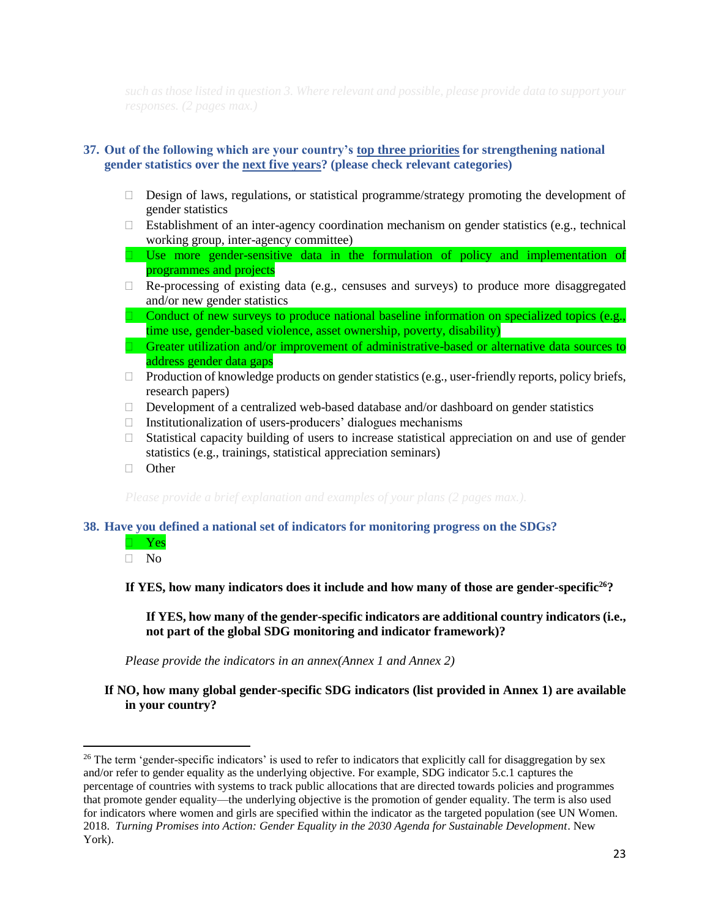*such as those listed in question 3. Where relevant and possible, please provide data to support your responses. (2 pages max.)*

**37. Out of the following which are your country's top three priorities for strengthening national gender statistics over the next five years? (please check relevant categories)**

- ☐ Design of laws, regulations, or statistical programme/strategy promoting the development of gender statistics
- ☐ Establishment of an inter-agency coordination mechanism on gender statistics (e.g., technical working group, inter-agency committee)
- ☐ Use more gender-sensitive data in the formulation of policy and implementation of programmes and projects
- ☐ Re-processing of existing data (e.g., censuses and surveys) to produce more disaggregated and/or new gender statistics
- ☐ Conduct of new surveys to produce national baseline information on specialized topics (e.g., time use, gender-based violence, asset ownership, poverty, disability)
- ☐ Greater utilization and/or improvement of administrative-based or alternative data sources to address gender data gaps
- ☐ Production of knowledge products on gender statistics (e.g., user-friendly reports, policy briefs, research papers)
- ☐ Development of a centralized web-based database and/or dashboard on gender statistics
- ☐ Institutionalization of users-producers' dialogues mechanisms
- ☐ Statistical capacity building of users to increase statistical appreciation on and use of gender statistics (e.g., trainings, statistical appreciation seminars)
- ☐ Other

*Please provide a brief explanation and examples of your plans (2 pages max.).*

**38. Have you defined a national set of indicators for monitoring progress on the SDGs?**

- ☐ Yes
- ☐ No

**If YES, how many indicators does it include and how many of those are gender-specific[26]?**

**If YES, how many of the gender-specific indicators are additional country indicators (i.e., not part of the global SDG monitoring and indicator framework)?**

*Please provide the indicators in an annex(Annex 1 and Annex 2)*

**If NO, how many global gender-specific SDG indicators (list provided in Annex 1) are available in your country?**

---

[26] The term 'gender-specific indicators' is used to refer to indicators that explicitly call for disaggregation by sex and/or refer to gender equality as the underlying objective. For example, SDG indicator 5.c.1 captures the percentage of countries with systems to track public allocations that are directed towards policies and programmes that promote gender equality—the underlying objective is the promotion of gender equality. The term is also used for indicators where women and girls are specified within the indicator as the targeted population (see UN Women. 2018. *Turning Promises into Action: Gender Equality in the 2030 Agenda for Sustainable Development*. New York).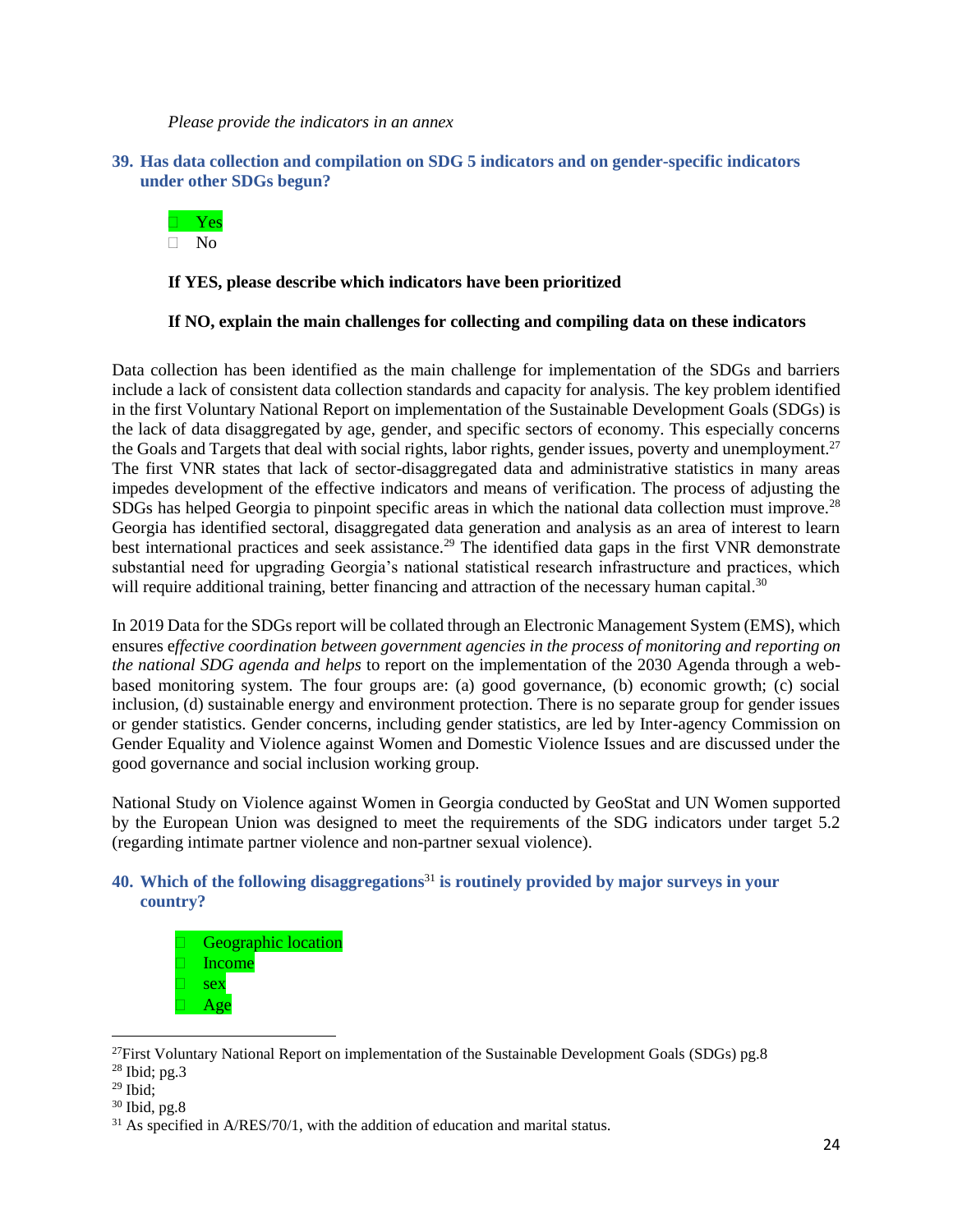*Please provide the indicators in an annex*

### 39. Has data collection and compilation on SDG 5 indicators and on gender-specific indicators under other SDGs begun?

- ☐ Yes
- ☐ No

**If YES, please describe which indicators have been prioritized**

**If NO, explain the main challenges for collecting and compiling data on these indicators**

Data collection has been identified as the main challenge for implementation of the SDGs and barriers include a lack of consistent data collection standards and capacity for analysis. The key problem identified in the first Voluntary National Report on implementation of the Sustainable Development Goals (SDGs) is the lack of data disaggregated by age, gender, and specific sectors of economy. This especially concerns the Goals and Targets that deal with social rights, labor rights, gender issues, poverty and unemployment.[27] The first VNR states that lack of sector-disaggregated data and administrative statistics in many areas impedes development of the effective indicators and means of verification. The process of adjusting the SDGs has helped Georgia to pinpoint specific areas in which the national data collection must improve.[28] Georgia has identified sectoral, disaggregated data generation and analysis as an area of interest to learn best international practices and seek assistance.[29] The identified data gaps in the first VNR demonstrate substantial need for upgrading Georgia's national statistical research infrastructure and practices, which will require additional training, better financing and attraction of the necessary human capital.[30]

In 2019 Data for the SDGs report will be collated through an Electronic Management System (EMS), which ensures e*ffective coordination between government agencies in the process of monitoring and reporting on the national SDG agenda and helps* to report on the implementation of the 2030 Agenda through a web-based monitoring system. The four groups are: (a) good governance, (b) economic growth; (c) social inclusion, (d) sustainable energy and environment protection. There is no separate group for gender issues or gender statistics. Gender concerns, including gender statistics, are led by Inter-agency Commission on Gender Equality and Violence against Women and Domestic Violence Issues and are discussed under the good governance and social inclusion working group.

National Study on Violence against Women in Georgia conducted by GeoStat and UN Women supported by the European Union was designed to meet the requirements of the SDG indicators under target 5.2 (regarding intimate partner violence and non-partner sexual violence).

### 40. Which of the following disaggregations[31] is routinely provided by major surveys in your country?

- ☐ Geographic location
- ☐ Income
- ☐ sex
- ☐ Age

---

[27] First Voluntary National Report on implementation of the Sustainable Development Goals (SDGs) pg.8

[28] Ibid; pg.3

[29] Ibid;

[30] Ibid, pg.8

[31] As specified in A/RES/70/1, with the addition of education and marital status.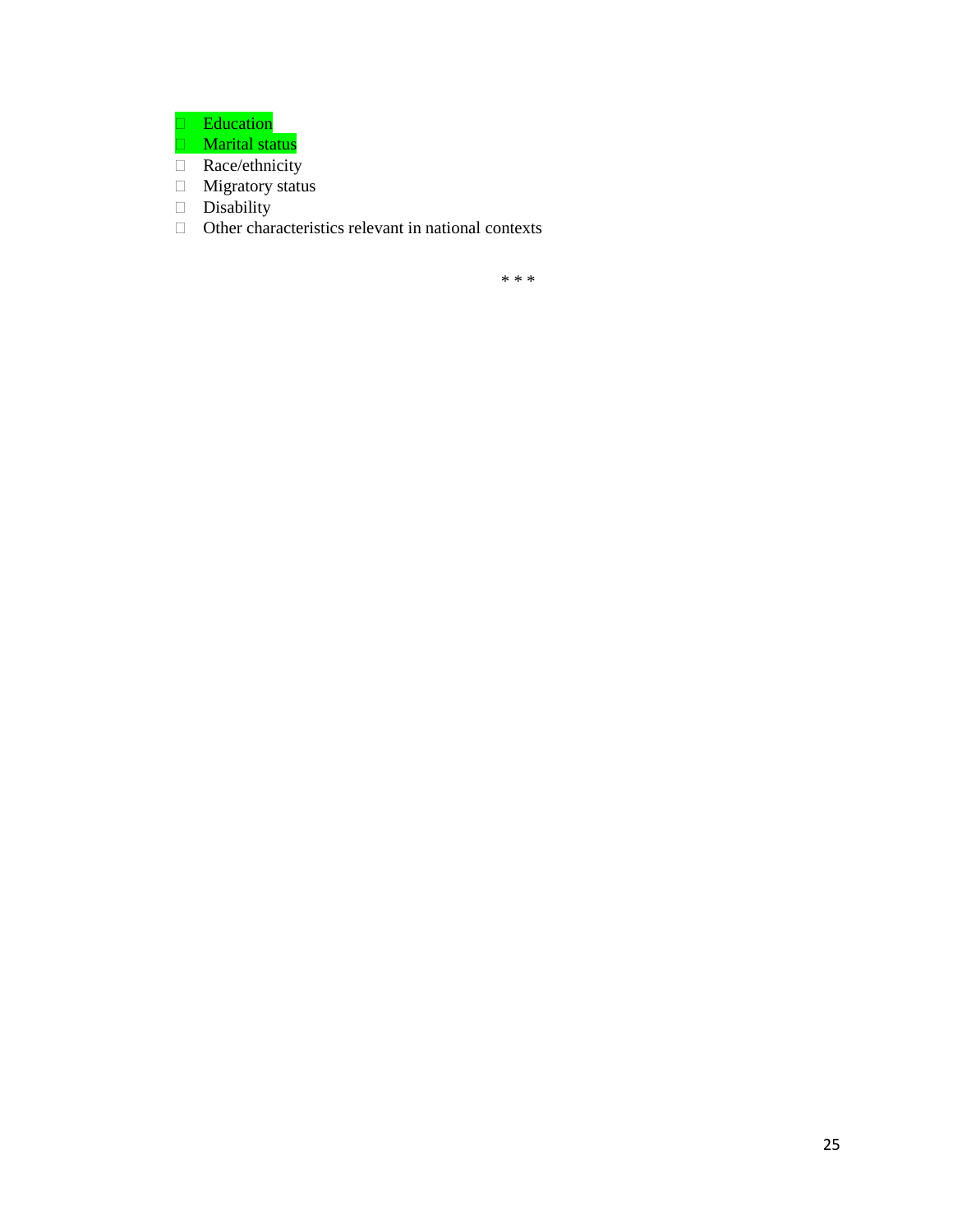- Education
- Marital status
- Race/ethnicity
- Migratory status
- Disability
- Other characteristics relevant in national contexts

* * *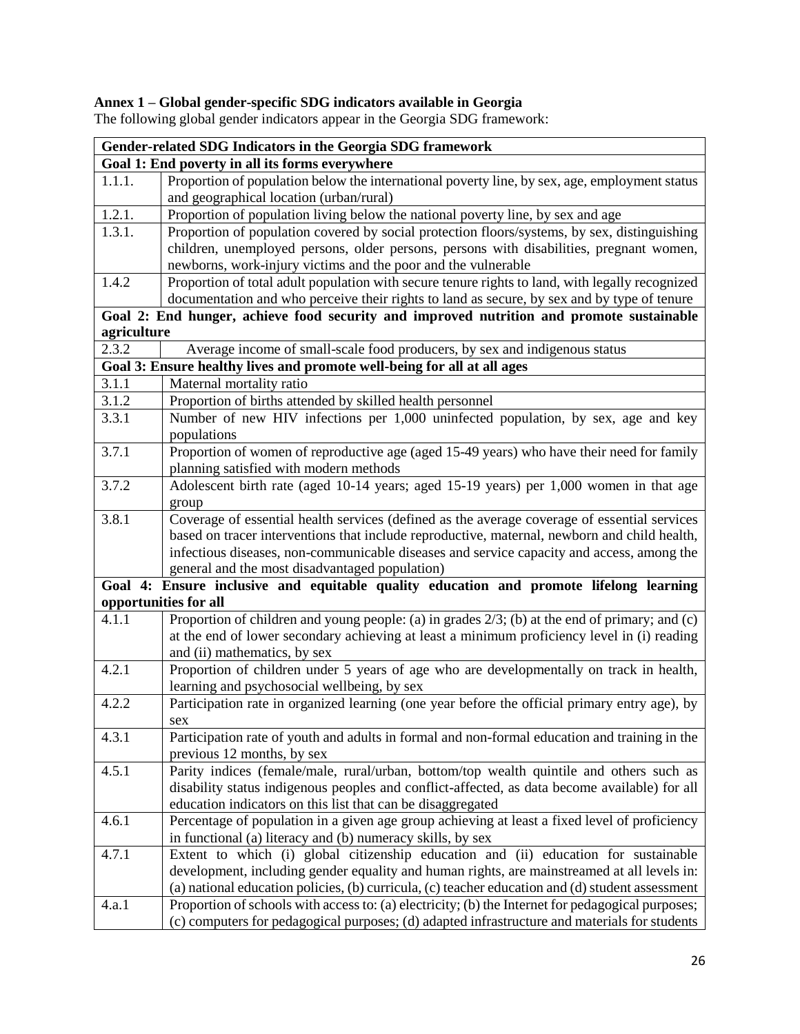**Annex 1 – Global gender-specific SDG indicators available in Georgia**

The following global gender indicators appear in the Georgia SDG framework:

| Gender-related SDG Indicators in the Georgia SDG framework | |
|---|---|
| **Goal 1: End poverty in all its forms everywhere** | |
| 1.1.1. | Proportion of population below the international poverty line, by sex, age, employment status and geographical location (urban/rural) |
| 1.2.1. | Proportion of population living below the national poverty line, by sex and age |
| 1.3.1. | Proportion of population covered by social protection floors/systems, by sex, distinguishing children, unemployed persons, older persons, persons with disabilities, pregnant women, newborns, work-injury victims and the poor and the vulnerable |
| 1.4.2 | Proportion of total adult population with secure tenure rights to land, with legally recognized documentation and who perceive their rights to land as secure, by sex and by type of tenure |
| **Goal 2: End hunger, achieve food security and improved nutrition and promote sustainable agriculture** | |
| 2.3.2 | Average income of small-scale food producers, by sex and indigenous status |
| **Goal 3: Ensure healthy lives and promote well-being for all at all ages** | |
| 3.1.1 | Maternal mortality ratio |
| 3.1.2 | Proportion of births attended by skilled health personnel |
| 3.3.1 | Number of new HIV infections per 1,000 uninfected population, by sex, age and key populations |
| 3.7.1 | Proportion of women of reproductive age (aged 15-49 years) who have their need for family planning satisfied with modern methods |
| 3.7.2 | Adolescent birth rate (aged 10-14 years; aged 15-19 years) per 1,000 women in that age group |
| 3.8.1 | Coverage of essential health services (defined as the average coverage of essential services based on tracer interventions that include reproductive, maternal, newborn and child health, infectious diseases, non-communicable diseases and service capacity and access, among the general and the most disadvantaged population) |
| **Goal 4: Ensure inclusive and equitable quality education and promote lifelong learning opportunities for all** | |
| 4.1.1 | Proportion of children and young people: (a) in grades 2/3; (b) at the end of primary; and (c) at the end of lower secondary achieving at least a minimum proficiency level in (i) reading and (ii) mathematics, by sex |
| 4.2.1 | Proportion of children under 5 years of age who are developmentally on track in health, learning and psychosocial wellbeing, by sex |
| 4.2.2 | Participation rate in organized learning (one year before the official primary entry age), by sex |
| 4.3.1 | Participation rate of youth and adults in formal and non-formal education and training in the previous 12 months, by sex |
| 4.5.1 | Parity indices (female/male, rural/urban, bottom/top wealth quintile and others such as disability status indigenous peoples and conflict-affected, as data become available) for all education indicators on this list that can be disaggregated |
| 4.6.1 | Percentage of population in a given age group achieving at least a fixed level of proficiency in functional (a) literacy and (b) numeracy skills, by sex |
| 4.7.1 | Extent to which (i) global citizenship education and (ii) education for sustainable development, including gender equality and human rights, are mainstreamed at all levels in: (a) national education policies, (b) curricula, (c) teacher education and (d) student assessment |
| 4.a.1 | Proportion of schools with access to: (a) electricity; (b) the Internet for pedagogical purposes; (c) computers for pedagogical purposes; (d) adapted infrastructure and materials for students |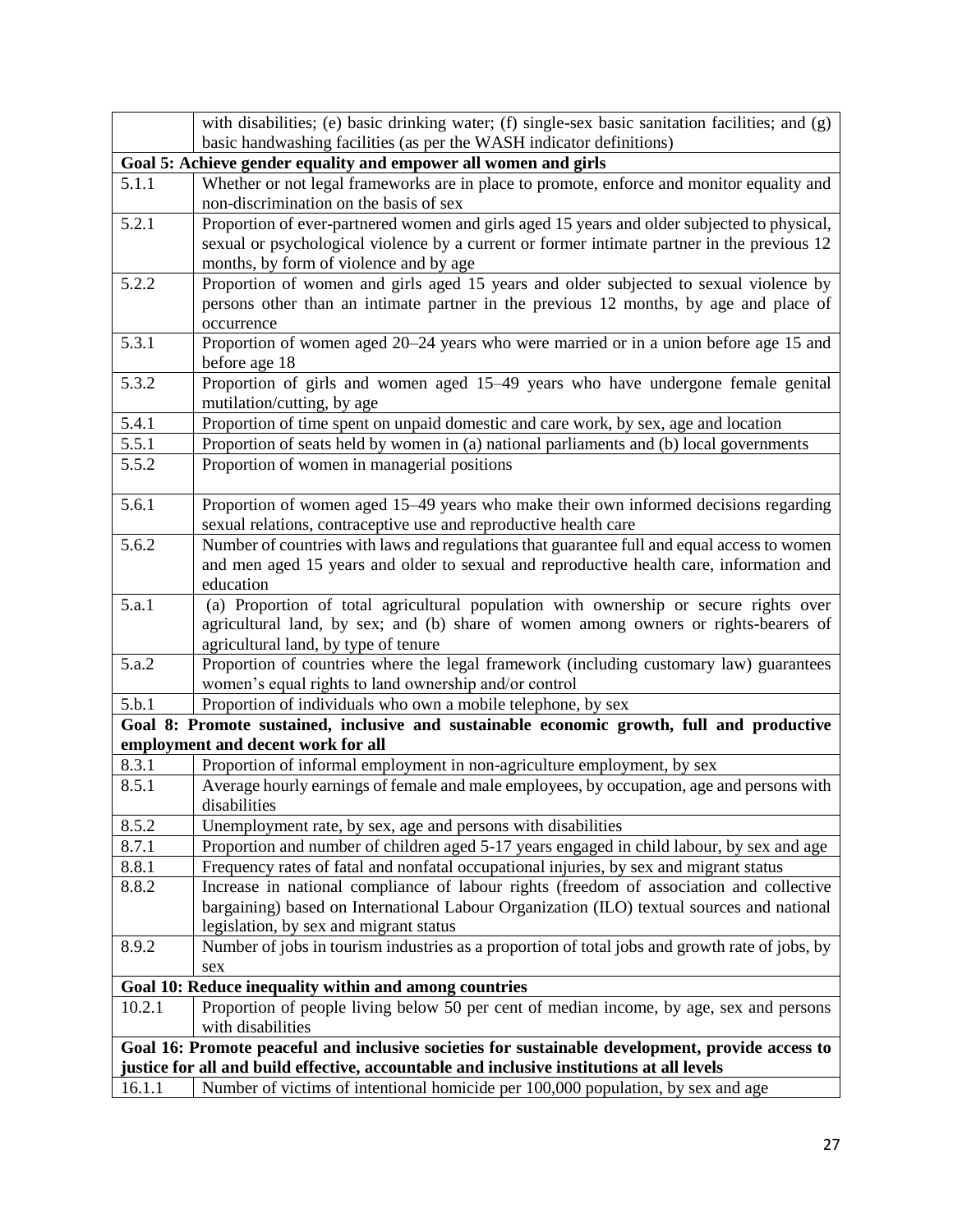| | |
|---|---|
| | with disabilities; (e) basic drinking water; (f) single-sex basic sanitation facilities; and (g) basic handwashing facilities (as per the WASH indicator definitions) |
| **Goal 5: Achieve gender equality and empower all women and girls** | |
| 5.1.1 | Whether or not legal frameworks are in place to promote, enforce and monitor equality and non-discrimination on the basis of sex |
| 5.2.1 | Proportion of ever-partnered women and girls aged 15 years and older subjected to physical, sexual or psychological violence by a current or former intimate partner in the previous 12 months, by form of violence and by age |
| 5.2.2 | Proportion of women and girls aged 15 years and older subjected to sexual violence by persons other than an intimate partner in the previous 12 months, by age and place of occurrence |
| 5.3.1 | Proportion of women aged 20–24 years who were married or in a union before age 15 and before age 18 |
| 5.3.2 | Proportion of girls and women aged 15–49 years who have undergone female genital mutilation/cutting, by age |
| 5.4.1 | Proportion of time spent on unpaid domestic and care work, by sex, age and location |
| 5.5.1 | Proportion of seats held by women in (a) national parliaments and (b) local governments |
| 5.5.2 | Proportion of women in managerial positions |
| 5.6.1 | Proportion of women aged 15–49 years who make their own informed decisions regarding sexual relations, contraceptive use and reproductive health care |
| 5.6.2 | Number of countries with laws and regulations that guarantee full and equal access to women and men aged 15 years and older to sexual and reproductive health care, information and education |
| 5.a.1 | (a) Proportion of total agricultural population with ownership or secure rights over agricultural land, by sex; and (b) share of women among owners or rights-bearers of agricultural land, by type of tenure |
| 5.a.2 | Proportion of countries where the legal framework (including customary law) guarantees women's equal rights to land ownership and/or control |
| 5.b.1 | Proportion of individuals who own a mobile telephone, by sex |
| **Goal 8: Promote sustained, inclusive and sustainable economic growth, full and productive employment and decent work for all** | |
| 8.3.1 | Proportion of informal employment in non-agriculture employment, by sex |
| 8.5.1 | Average hourly earnings of female and male employees, by occupation, age and persons with disabilities |
| 8.5.2 | Unemployment rate, by sex, age and persons with disabilities |
| 8.7.1 | Proportion and number of children aged 5-17 years engaged in child labour, by sex and age |
| 8.8.1 | Frequency rates of fatal and nonfatal occupational injuries, by sex and migrant status |
| 8.8.2 | Increase in national compliance of labour rights (freedom of association and collective bargaining) based on International Labour Organization (ILO) textual sources and national legislation, by sex and migrant status |
| 8.9.2 | Number of jobs in tourism industries as a proportion of total jobs and growth rate of jobs, by sex |
| **Goal 10: Reduce inequality within and among countries** | |
| 10.2.1 | Proportion of people living below 50 per cent of median income, by age, sex and persons with disabilities |
| **Goal 16: Promote peaceful and inclusive societies for sustainable development, provide access to justice for all and build effective, accountable and inclusive institutions at all levels** | |
| 16.1.1 | Number of victims of intentional homicide per 100,000 population, by sex and age |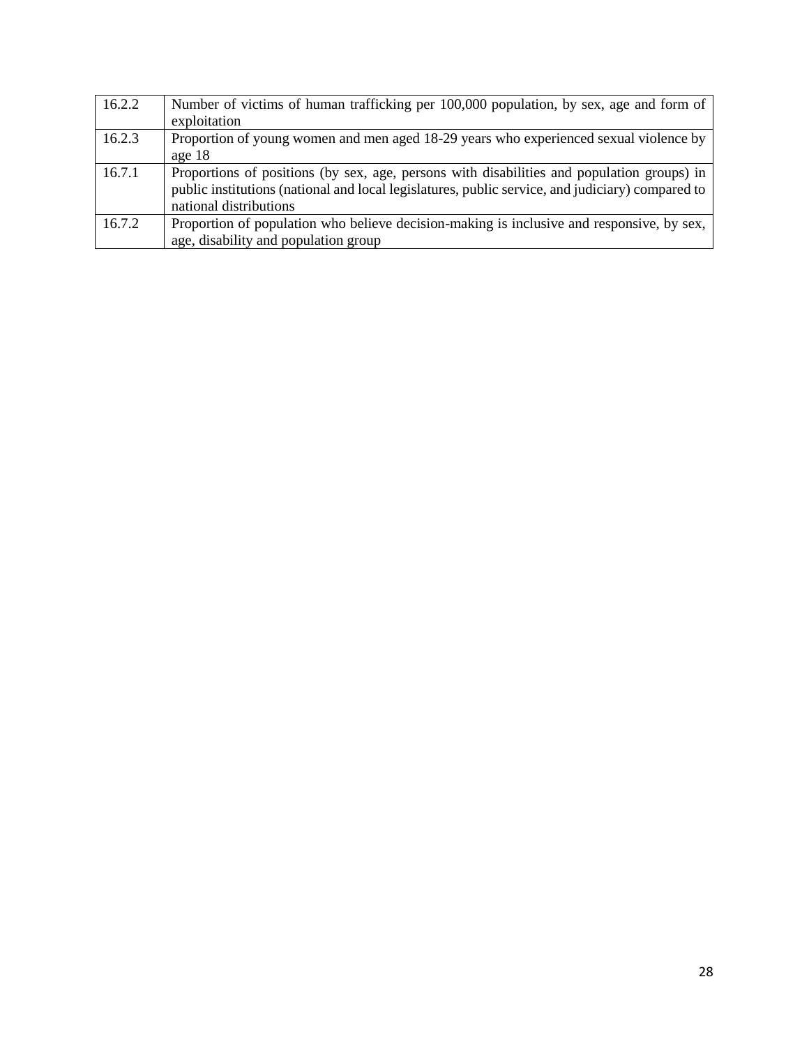| | |
|---|---|
| 16.2.2 | Number of victims of human trafficking per 100,000 population, by sex, age and form of exploitation |
| 16.2.3 | Proportion of young women and men aged 18-29 years who experienced sexual violence by age 18 |
| 16.7.1 | Proportions of positions (by sex, age, persons with disabilities and population groups) in public institutions (national and local legislatures, public service, and judiciary) compared to national distributions |
| 16.7.2 | Proportion of population who believe decision-making is inclusive and responsive, by sex, age, disability and population group |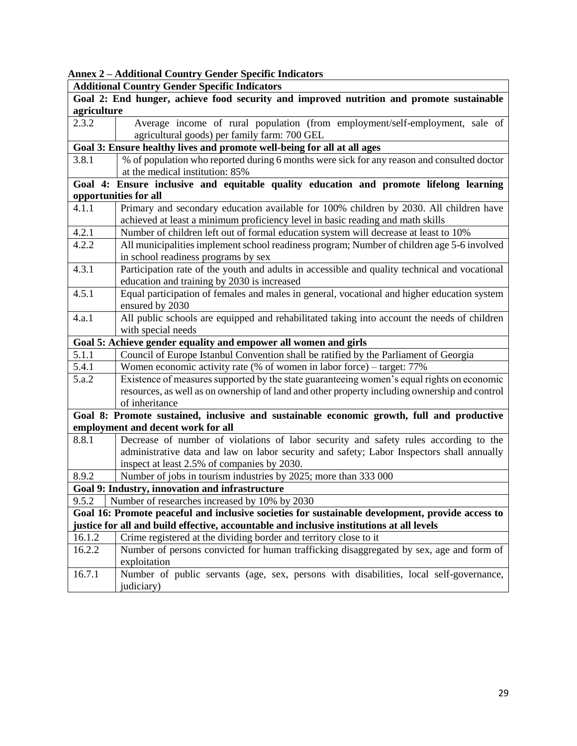**Annex 2 – Additional Country Gender Specific Indicators**

| | |
|---|---|
| **Additional Country Gender Specific Indicators** | |
| **Goal 2: End hunger, achieve food security and improved nutrition and promote sustainable agriculture** | |
| 2.3.2 | Average income of rural population (from employment/self-employment, sale of agricultural goods) per family farm: 700 GEL |
| **Goal 3: Ensure healthy lives and promote well-being for all at all ages** | |
| 3.8.1 | % of population who reported during 6 months were sick for any reason and consulted doctor at the medical institution: 85% |
| **Goal 4: Ensure inclusive and equitable quality education and promote lifelong learning opportunities for all** | |
| 4.1.1 | Primary and secondary education available for 100% children by 2030. All children have achieved at least a minimum proficiency level in basic reading and math skills |
| 4.2.1 | Number of children left out of formal education system will decrease at least to 10% |
| 4.2.2 | All municipalities implement school readiness program; Number of children age 5-6 involved in school readiness programs by sex |
| 4.3.1 | Participation rate of the youth and adults in accessible and quality technical and vocational education and training by 2030 is increased |
| 4.5.1 | Equal participation of females and males in general, vocational and higher education system ensured by 2030 |
| 4.a.1 | All public schools are equipped and rehabilitated taking into account the needs of children with special needs |
| **Goal 5: Achieve gender equality and empower all women and girls** | |
| 5.1.1 | Council of Europe Istanbul Convention shall be ratified by the Parliament of Georgia |
| 5.4.1 | Women economic activity rate (% of women in labor force) – target: 77% |
| 5.a.2 | Existence of measures supported by the state guaranteeing women's equal rights on economic resources, as well as on ownership of land and other property including ownership and control of inheritance |
| **Goal 8: Promote sustained, inclusive and sustainable economic growth, full and productive employment and decent work for all** | |
| 8.8.1 | Decrease of number of violations of labor security and safety rules according to the administrative data and law on labor security and safety; Labor Inspectors shall annually inspect at least 2.5% of companies by 2030. |
| 8.9.2 | Number of jobs in tourism industries by 2025; more than 333 000 |
| **Goal 9: Industry, innovation and infrastructure** | |
| 9.5.2 | Number of researches increased by 10% by 2030 |
| **Goal 16: Promote peaceful and inclusive societies for sustainable development, provide access to justice for all and build effective, accountable and inclusive institutions at all levels** | |
| 16.1.2 | Crime registered at the dividing border and territory close to it |
| 16.2.2 | Number of persons convicted for human trafficking disaggregated by sex, age and form of exploitation |
| 16.7.1 | Number of public servants (age, sex, persons with disabilities, local self-governance, judiciary) |